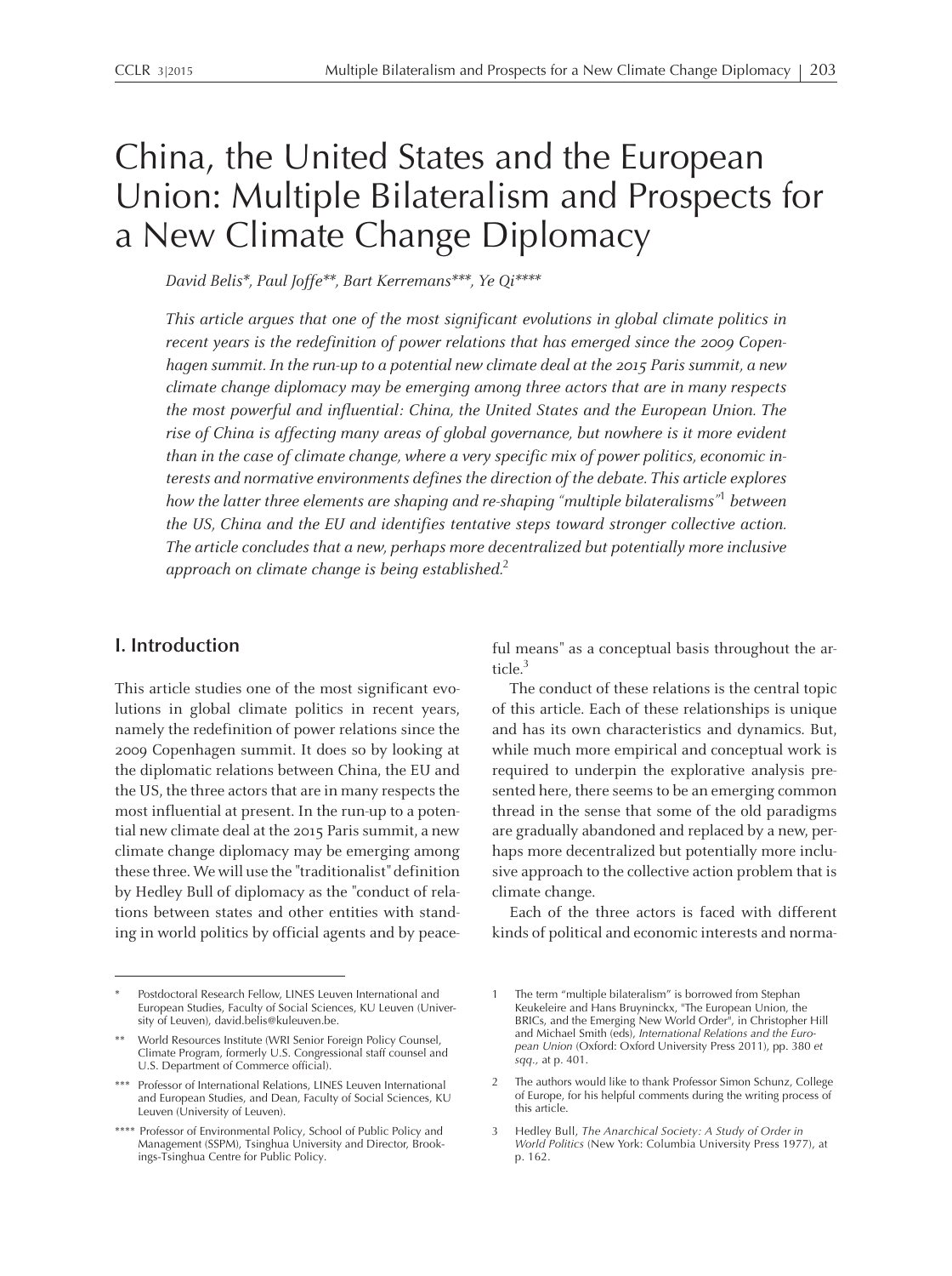# China, the United States and the European Union: Multiple Bilateralism and Prospects for a New Climate Change Diplomacy

*David Belis\*, Paul Joffe\*\*, Bart Kerremans\*\*\*, Ye Qi\*\*\*\**

*This article argues that one of the most significant evolutions in global climate politics in recent years is the redefinition of power relations that has emerged since the 2009 Copenhagen summit. In the run-up to a potential new climate deal at the 2015 Paris summit, a new climate change diplomacy may be emerging among three actors that are in many respects the most powerful and influential: China, the United States and the European Union. The rise of China is affecting many areas of global governance, but nowhere is it more evident than in the case of climate change, where a very specific mix of power politics, economic interests and normative environments defines the direction of the debate. This article explores how the latter three elements are shaping and re-shaping "multiple bilateralisms"[1] between the US, China and the EU and identifies tentative steps toward stronger collective action. The article concludes that a new, perhaps more decentralized but potentially more inclusive approach on climate change is being established.[2]*

## I. Introduction

This article studies one of the most significant evolutions in global climate politics in recent years, namely the redefinition of power relations since the 2009 Copenhagen summit. It does so by looking at the diplomatic relations between China, the EU and the US, the three actors that are in many respects the most influential at present. In the run-up to a potential new climate deal at the 2015 Paris summit, a new climate change diplomacy may be emerging among these three. We will use the "traditionalist" definition by Hedley Bull of diplomacy as the "conduct of relations between states and other entities with standing in world politics by official agents and by peaceful means" as a conceptual basis throughout the article.[3]

The conduct of these relations is the central topic of this article. Each of these relationships is unique and has its own characteristics and dynamics. But, while much more empirical and conceptual work is required to underpin the explorative analysis presented here, there seems to be an emerging common thread in the sense that some of the old paradigms are gradually abandoned and replaced by a new, perhaps more decentralized but potentially more inclusive approach to the collective action problem that is climate change.

Each of the three actors is faced with different kinds of political and economic interests and norma-

---

\* Postdoctoral Research Fellow, LINES Leuven International and European Studies, Faculty of Social Sciences, KU Leuven (University of Leuven), david.belis@kuleuven.be.

\*\* World Resources Institute (WRI Senior Foreign Policy Counsel, Climate Program, formerly U.S. Congressional staff counsel and U.S. Department of Commerce official).

\*\*\* Professor of International Relations, LINES Leuven International and European Studies, and Dean, Faculty of Social Sciences, KU Leuven (University of Leuven).

\*\*\*\* Professor of Environmental Policy, School of Public Policy and Management (SSPM), Tsinghua University and Director, Brookings-Tsinghua Centre for Public Policy.

1 The term "multiple bilateralism" is borrowed from Stephan Keukeleire and Hans Bruyninckx, "The European Union, the BRICs, and the Emerging New World Order", in Christopher Hill and Michael Smith (eds), *International Relations and the European Union* (Oxford: Oxford University Press 2011), pp. 380 *et sqq.,* at p. 401.

2 The authors would like to thank Professor Simon Schunz, College of Europe, for his helpful comments during the writing process of this article.

3 Hedley Bull, *The Anarchical Society: A Study of Order in World Politics* (New York: Columbia University Press 1977), at p. 162.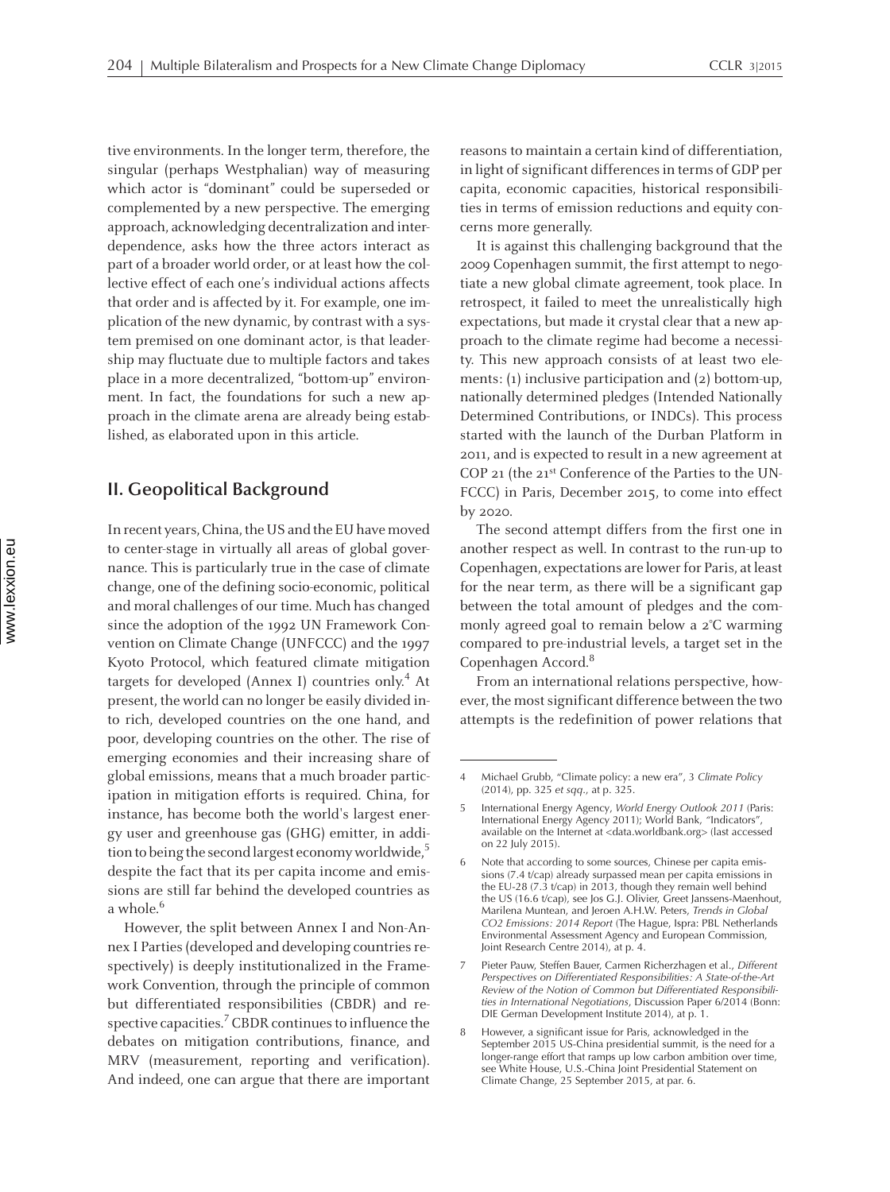tive environments. In the longer term, therefore, the singular (perhaps Westphalian) way of measuring which actor is "dominant" could be superseded or complemented by a new perspective. The emerging approach, acknowledging decentralization and interdependence, asks how the three actors interact as part of a broader world order, or at least how the collective effect of each one's individual actions affects that order and is affected by it. For example, one implication of the new dynamic, by contrast with a system premised on one dominant actor, is that leadership may fluctuate due to multiple factors and takes place in a more decentralized, "bottom-up" environment. In fact, the foundations for such a new approach in the climate arena are already being established, as elaborated upon in this article.

## II. Geopolitical Background

In recent years, China, the US and the EU have moved to center-stage in virtually all areas of global governance. This is particularly true in the case of climate change, one of the defining socio-economic, political and moral challenges of our time. Much has changed since the adoption of the 1992 UN Framework Convention on Climate Change (UNFCCC) and the 1997 Kyoto Protocol, which featured climate mitigation targets for developed (Annex I) countries only.[4] At present, the world can no longer be easily divided into rich, developed countries on the one hand, and poor, developing countries on the other. The rise of emerging economies and their increasing share of global emissions, means that a much broader participation in mitigation efforts is required. China, for instance, has become both the world's largest energy user and greenhouse gas (GHG) emitter, in addition to being the second largest economy worldwide,[5] despite the fact that its per capita income and emissions are still far behind the developed countries as a whole.[6]

However, the split between Annex I and Non-Annex I Parties (developed and developing countries respectively) is deeply institutionalized in the Framework Convention, through the principle of common but differentiated responsibilities (CBDR) and respective capacities.[7] CBDR continues to influence the debates on mitigation contributions, finance, and MRV (measurement, reporting and verification). And indeed, one can argue that there are important reasons to maintain a certain kind of differentiation, in light of significant differences in terms of GDP per capita, economic capacities, historical responsibilities in terms of emission reductions and equity concerns more generally.

It is against this challenging background that the 2009 Copenhagen summit, the first attempt to negotiate a new global climate agreement, took place. In retrospect, it failed to meet the unrealistically high expectations, but made it crystal clear that a new approach to the climate regime had become a necessity. This new approach consists of at least two elements: (1) inclusive participation and (2) bottom-up, nationally determined pledges (Intended Nationally Determined Contributions, or INDCs). This process started with the launch of the Durban Platform in 2011, and is expected to result in a new agreement at COP 21 (the 21st Conference of the Parties to the UNFCCC) in Paris, December 2015, to come into effect by 2020.

The second attempt differs from the first one in another respect as well. In contrast to the run-up to Copenhagen, expectations are lower for Paris, at least for the near term, as there will be a significant gap between the total amount of pledges and the commonly agreed goal to remain below a 2°C warming compared to pre-industrial levels, a target set in the Copenhagen Accord.[8]

From an international relations perspective, however, the most significant difference between the two attempts is the redefinition of power relations that

---

4 Michael Grubb, "Climate policy: a new era", 3 *Climate Policy* (2014), pp. 325 *et sqq.*, at p. 325.

5 International Energy Agency, *World Energy Outlook 2011* (Paris: International Energy Agency 2011); World Bank, "Indicators", available on the Internet at <data.worldbank.org> (last accessed on 22 July 2015).

6 Note that according to some sources, Chinese per capita emissions (7.4 t/cap) already surpassed mean per capita emissions in the EU-28 (7.3 t/cap) in 2013, though they remain well behind the US (16.6 t/cap), see Jos G.J. Olivier, Greet Janssens-Maenhout, Marilena Muntean, and Jeroen A.H.W. Peters, *Trends in Global CO2 Emissions: 2014 Report* (The Hague, Ispra: PBL Netherlands Environmental Assessment Agency and European Commission, Joint Research Centre 2014), at p. 4.

7 Pieter Pauw, Steffen Bauer, Carmen Richerzhagen et al., *Different Perspectives on Differentiated Responsibilities: A State-of-the-Art Review of the Notion of Common but Differentiated Responsibilities in International Negotiations*, Discussion Paper 6/2014 (Bonn: DIE German Development Institute 2014), at p. 1.

8 However, a significant issue for Paris, acknowledged in the September 2015 US-China presidential summit, is the need for a longer-range effort that ramps up low carbon ambition over time, see White House, U.S.-China Joint Presidential Statement on Climate Change, 25 September 2015, at par. 6.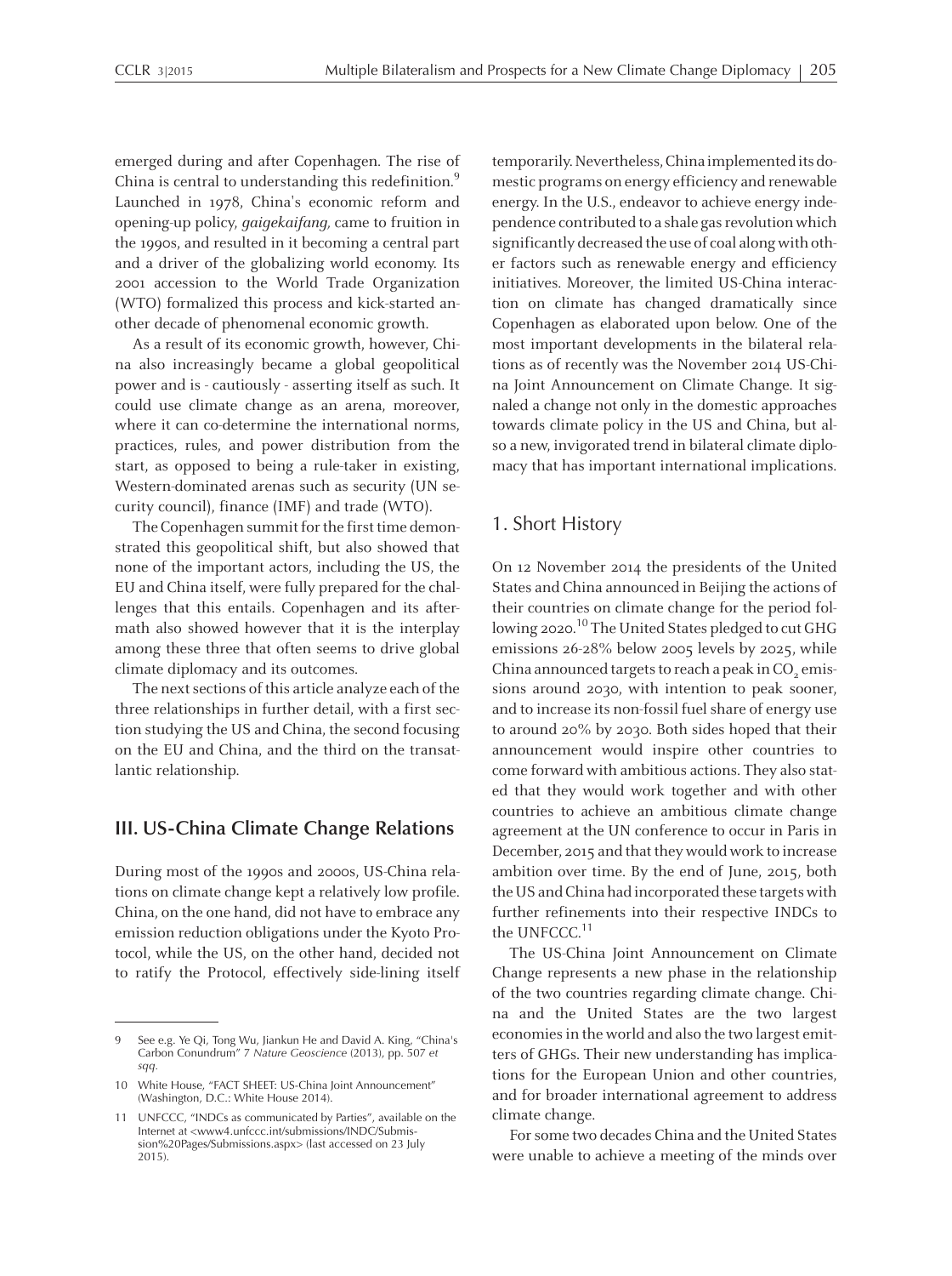emerged during and after Copenhagen. The rise of China is central to understanding this redefinition.[9] Launched in 1978, China's economic reform and opening-up policy, *gaigekaifang,* came to fruition in the 1990s, and resulted in it becoming a central part and a driver of the globalizing world economy. Its 2001 accession to the World Trade Organization (WTO) formalized this process and kick-started another decade of phenomenal economic growth.

As a result of its economic growth, however, China also increasingly became a global geopolitical power and is - cautiously - asserting itself as such. It could use climate change as an arena, moreover, where it can co-determine the international norms, practices, rules, and power distribution from the start, as opposed to being a rule-taker in existing, Western-dominated arenas such as security (UN security council), finance (IMF) and trade (WTO).

The Copenhagen summit for the first time demonstrated this geopolitical shift, but also showed that none of the important actors, including the US, the EU and China itself, were fully prepared for the challenges that this entails. Copenhagen and its aftermath also showed however that it is the interplay among these three that often seems to drive global climate diplomacy and its outcomes.

The next sections of this article analyze each of the three relationships in further detail, with a first section studying the US and China, the second focusing on the EU and China, and the third on the transatlantic relationship.

## III. US-China Climate Change Relations

During most of the 1990s and 2000s, US-China relations on climate change kept a relatively low profile. China, on the one hand, did not have to embrace any emission reduction obligations under the Kyoto Protocol, while the US, on the other hand, decided not to ratify the Protocol, effectively side-lining itself temporarily. Nevertheless, China implemented its domestic programs on energy efficiency and renewable energy. In the U.S., endeavor to achieve energy independence contributed to a shale gas revolution which significantly decreased the use of coal along with other factors such as renewable energy and efficiency initiatives. Moreover, the limited US-China interaction on climate has changed dramatically since Copenhagen as elaborated upon below. One of the most important developments in the bilateral relations as of recently was the November 2014 US-China Joint Announcement on Climate Change. It signaled a change not only in the domestic approaches towards climate policy in the US and China, but also a new, invigorated trend in bilateral climate diplomacy that has important international implications.

### 1. Short History

On 12 November 2014 the presidents of the United States and China announced in Beijing the actions of their countries on climate change for the period following 2020.[10] The United States pledged to cut GHG emissions 26-28% below 2005 levels by 2025, while China announced targets to reach a peak in $CO_2$ emissions around 2030, with intention to peak sooner, and to increase its non-fossil fuel share of energy use to around 20% by 2030. Both sides hoped that their announcement would inspire other countries to come forward with ambitious actions. They also stated that they would work together and with other countries to achieve an ambitious climate change agreement at the UN conference to occur in Paris in December, 2015 and that they would work to increase ambition over time. By the end of June, 2015, both the US and China had incorporated these targets with further refinements into their respective INDCs to the UNFCCC.[11]

The US-China Joint Announcement on Climate Change represents a new phase in the relationship of the two countries regarding climate change. China and the United States are the two largest economies in the world and also the two largest emitters of GHGs. Their new understanding has implications for the European Union and other countries, and for broader international agreement to address climate change.

For some two decades China and the United States were unable to achieve a meeting of the minds over

---

9 See e.g. Ye Qi, Tong Wu, Jiankun He and David A. King, "China's Carbon Conundrum" 7 *Nature Geoscience* (2013), pp. 507 *et sqq*.

10 White House, "FACT SHEET: US-China Joint Announcement" (Washington, D.C.: White House 2014).

11 UNFCCC, "INDCs as communicated by Parties", available on the Internet at <www4.unfccc.int/submissions/INDC/Submission%20Pages/Submissions.aspx> (last accessed on 23 July 2015).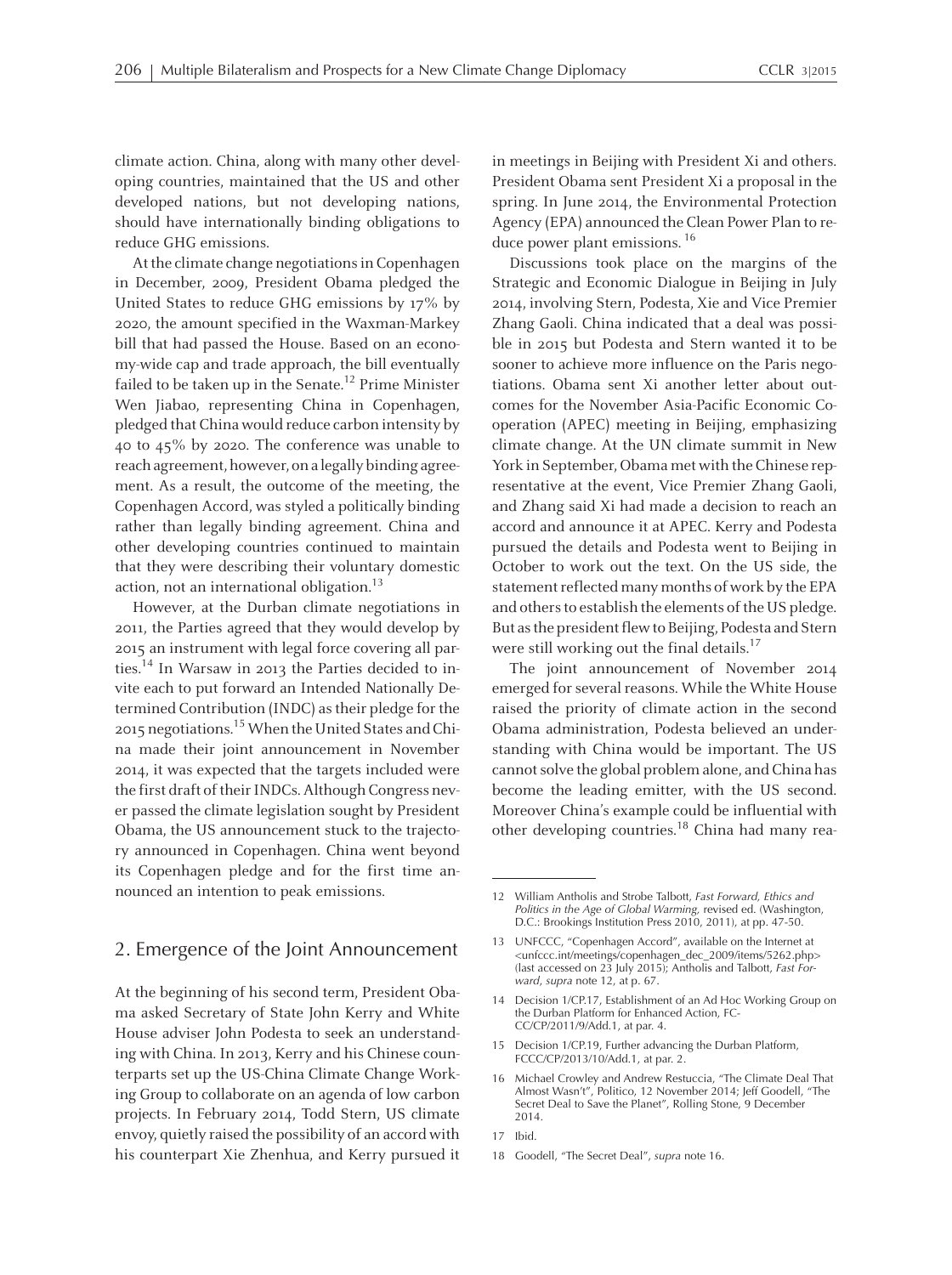climate action. China, along with many other developing countries, maintained that the US and other developed nations, but not developing nations, should have internationally binding obligations to reduce GHG emissions.

At the climate change negotiations in Copenhagen in December, 2009, President Obama pledged the United States to reduce GHG emissions by 17% by 2020, the amount specified in the Waxman-Markey bill that had passed the House. Based on an economy-wide cap and trade approach, the bill eventually failed to be taken up in the Senate.[12] Prime Minister Wen Jiabao, representing China in Copenhagen, pledged that China would reduce carbon intensity by 40 to 45% by 2020. The conference was unable to reach agreement, however, on a legally binding agreement. As a result, the outcome of the meeting, the Copenhagen Accord, was styled a politically binding rather than legally binding agreement. China and other developing countries continued to maintain that they were describing their voluntary domestic action, not an international obligation.[13]

However, at the Durban climate negotiations in 2011, the Parties agreed that they would develop by 2015 an instrument with legal force covering all parties.[14] In Warsaw in 2013 the Parties decided to invite each to put forward an Intended Nationally Determined Contribution (INDC) as their pledge for the 2015 negotiations.[15] When the United States and China made their joint announcement in November 2014, it was expected that the targets included were the first draft of their INDCs. Although Congress never passed the climate legislation sought by President Obama, the US announcement stuck to the trajectory announced in Copenhagen. China went beyond its Copenhagen pledge and for the first time announced an intention to peak emissions.

## 2. Emergence of the Joint Announcement

At the beginning of his second term, President Obama asked Secretary of State John Kerry and White House adviser John Podesta to seek an understanding with China. In 2013, Kerry and his Chinese counterparts set up the US-China Climate Change Working Group to collaborate on an agenda of low carbon projects. In February 2014, Todd Stern, US climate envoy, quietly raised the possibility of an accord with his counterpart Xie Zhenhua, and Kerry pursued it in meetings in Beijing with President Xi and others. President Obama sent President Xi a proposal in the spring. In June 2014, the Environmental Protection Agency (EPA) announced the Clean Power Plan to reduce power plant emissions.[16]

Discussions took place on the margins of the Strategic and Economic Dialogue in Beijing in July 2014, involving Stern, Podesta, Xie and Vice Premier Zhang Gaoli. China indicated that a deal was possible in 2015 but Podesta and Stern wanted it to be sooner to achieve more influence on the Paris negotiations. Obama sent Xi another letter about outcomes for the November Asia-Pacific Economic Cooperation (APEC) meeting in Beijing, emphasizing climate change. At the UN climate summit in New York in September, Obama met with the Chinese representative at the event, Vice Premier Zhang Gaoli, and Zhang said Xi had made a decision to reach an accord and announce it at APEC. Kerry and Podesta pursued the details and Podesta went to Beijing in October to work out the text. On the US side, the statement reflected many months of work by the EPA and others to establish the elements of the US pledge. But as the president flew to Beijing, Podesta and Stern were still working out the final details.[17]

The joint announcement of November 2014 emerged for several reasons. While the White House raised the priority of climate action in the second Obama administration, Podesta believed an understanding with China would be important. The US cannot solve the global problem alone, and China has become the leading emitter, with the US second. Moreover China's example could be influential with other developing countries.[18] China had many rea-

---

12 William Antholis and Strobe Talbott, *Fast Forward, Ethics and Politics in the Age of Global Warming*, revised ed. (Washington, D.C.: Brookings Institution Press 2010, 2011), at pp. 47-50.

13 UNFCCC, "Copenhagen Accord", available on the Internet at <unfccc.int/meetings/copenhagen_dec_2009/items/5262.php> (last accessed on 23 July 2015); Antholis and Talbott, *Fast Forward*, *supra* note 12, at p. 67.

14 Decision 1/CP.17, Establishment of an Ad Hoc Working Group on the Durban Platform for Enhanced Action, FCCC/CP/2011/9/Add.1, at par. 4.

15 Decision 1/CP.19, Further advancing the Durban Platform, FCCC/CP/2013/10/Add.1, at par. 2.

16 Michael Crowley and Andrew Restuccia, "The Climate Deal That Almost Wasn't", Politico, 12 November 2014; Jeff Goodell, "The Secret Deal to Save the Planet", Rolling Stone, 9 December 2014.

17 Ibid.

18 Goodell, "The Secret Deal", *supra* note 16.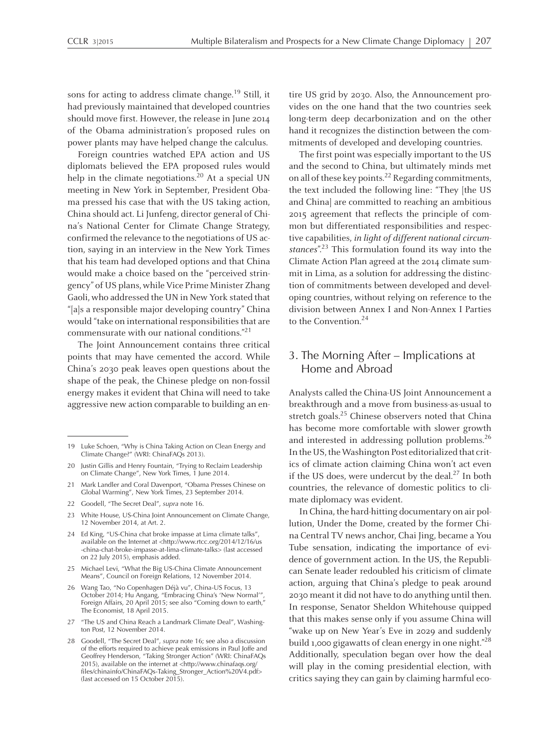sons for acting to address climate change.[19] Still, it had previously maintained that developed countries should move first. However, the release in June 2014 of the Obama administration's proposed rules on power plants may have helped change the calculus.

Foreign countries watched EPA action and US diplomats believed the EPA proposed rules would help in the climate negotiations.[20] At a special UN meeting in New York in September, President Obama pressed his case that with the US taking action, China should act. Li Junfeng, director general of China's National Center for Climate Change Strategy, confirmed the relevance to the negotiations of US action, saying in an interview in the New York Times that his team had developed options and that China would make a choice based on the "perceived stringency" of US plans, while Vice Prime Minister Zhang Gaoli, who addressed the UN in New York stated that "[a]s a responsible major developing country" China would "take on international responsibilities that are commensurate with our national conditions."[21]

The Joint Announcement contains three critical points that may have cemented the accord. While China's 2030 peak leaves open questions about the shape of the peak, the Chinese pledge on non-fossil energy makes it evident that China will need to take aggressive new action comparable to building an entire US grid by 2030. Also, the Announcement provides on the one hand that the two countries seek long-term deep decarbonization and on the other hand it recognizes the distinction between the commitments of developed and developing countries.

The first point was especially important to the US and the second to China, but ultimately minds met on all of these key points.[22] Regarding commitments, the text included the following line: "They [the US and China] are committed to reaching an ambitious 2015 agreement that reflects the principle of common but differentiated responsibilities and respective capabilities, *in light of different national circumstances*".[23] This formulation found its way into the Climate Action Plan agreed at the 2014 climate summit in Lima, as a solution for addressing the distinction of commitments between developed and developing countries, without relying on reference to the division between Annex I and Non-Annex I Parties to the Convention.[24]

## 3. The Morning After – Implications at Home and Abroad

Analysts called the China-US Joint Announcement a breakthrough and a move from business-as-usual to stretch goals.[25] Chinese observers noted that China has become more comfortable with slower growth and interested in addressing pollution problems.[26] In the US, the Washington Post editorialized that critics of climate action claiming China won't act even if the US does, were undercut by the deal.[27] In both countries, the relevance of domestic politics to climate diplomacy was evident.

In China, the hard-hitting documentary on air pollution, Under the Dome, created by the former China Central TV news anchor, Chai Jing, became a You Tube sensation, indicating the importance of evidence of government action. In the US, the Republican Senate leader redoubled his criticism of climate action, arguing that China's pledge to peak around 2030 meant it did not have to do anything until then. In response, Senator Sheldon Whitehouse quipped that this makes sense only if you assume China will "wake up on New Year's Eve in 2029 and suddenly build 1,000 gigawatts of clean energy in one night."[28] Additionally, speculation began over how the deal will play in the coming presidential election, with critics saying they can gain by claiming harmful eco-

---

19 Luke Schoen, "Why is China Taking Action on Clean Energy and Climate Change?" (WRI: ChinaFAQs 2013).

20 Justin Gillis and Henry Fountain, "Trying to Reclaim Leadership on Climate Change", New York Times, 1 June 2014.

21 Mark Landler and Coral Davenport, "Obama Presses Chinese on Global Warming", New York Times, 23 September 2014.

22 Goodell, "The Secret Deal", *supra* note 16.

23 White House, US-China Joint Announcement on Climate Change, 12 November 2014, at Art. 2.

24 Ed King, "US-China chat broke impasse at Lima climate talks", available on the Internet at <http://www.rtcc.org/2014/12/16/us-china-chat-broke-impasse-at-lima-climate-talks> (last accessed on 22 July 2015), emphasis added.

25 Michael Levi, "What the Big US-China Climate Announcement Means", Council on Foreign Relations, 12 November 2014.

26 Wang Tao, "No Copenhagen Déjà vu", China-US Focus, 13 October 2014; Hu Angang, "Embracing China's 'New Normal'", Foreign Affairs, 20 April 2015; see also "Coming down to earth," The Economist, 18 April 2015.

27 "The US and China Reach a Landmark Climate Deal", Washington Post, 12 November 2014.

28 Goodell, "The Secret Deal", *supra* note 16; see also a discussion of the efforts required to achieve peak emissions in Paul Joffe and Geoffrey Henderson, "Taking Stronger Action" (WRI: ChinaFAQs 2015), available on the internet at <http://www.chinafaqs.org/files/chinainfo/ChinaFAQs-Taking_Stronger_Action%20V4.pdf> (last accessed on 15 October 2015).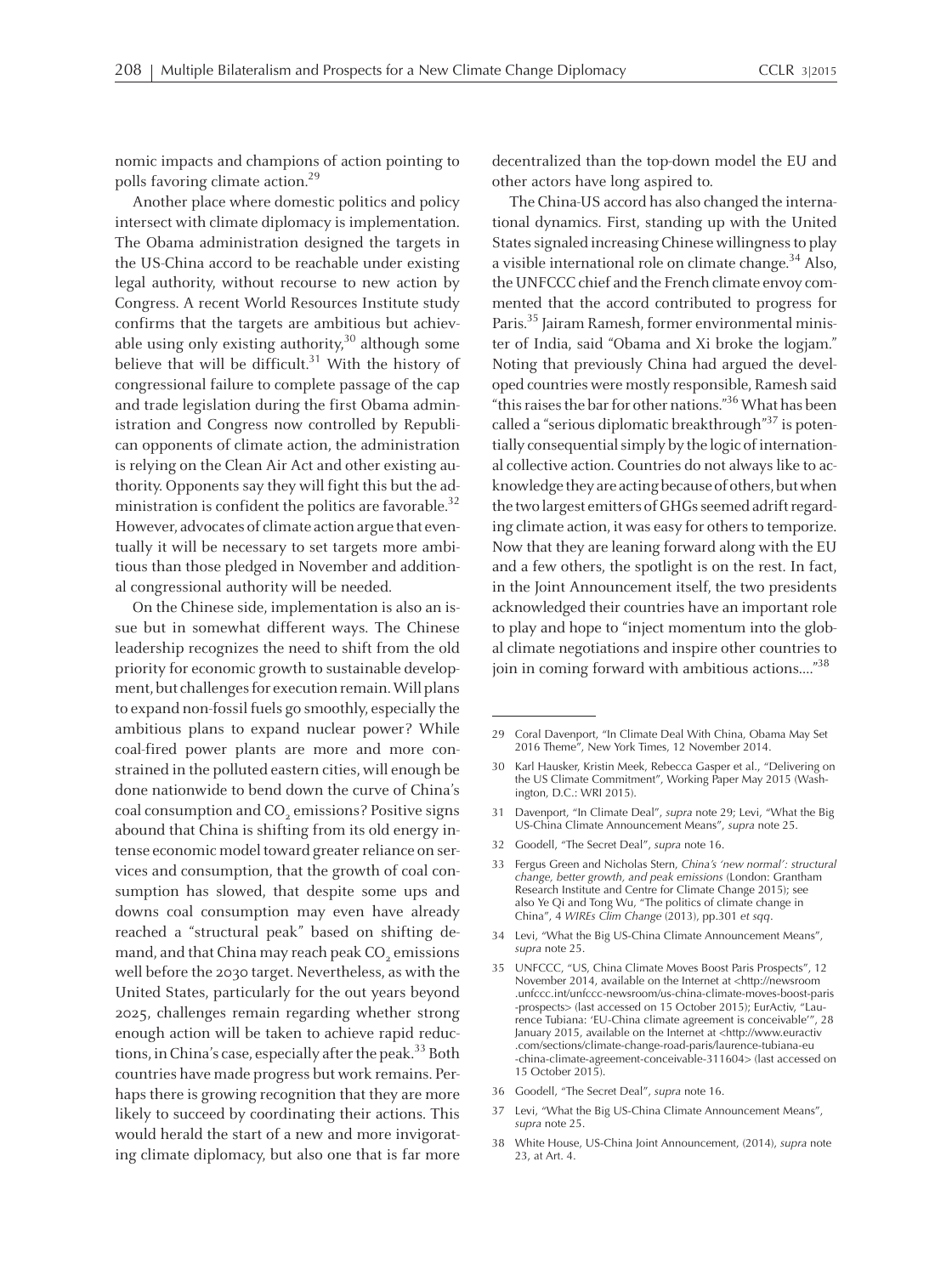nomic impacts and champions of action pointing to polls favoring climate action.[29]

Another place where domestic politics and policy intersect with climate diplomacy is implementation. The Obama administration designed the targets in the US-China accord to be reachable under existing legal authority, without recourse to new action by Congress. A recent World Resources Institute study confirms that the targets are ambitious but achievable using only existing authority,[30] although some believe that will be difficult.[31] With the history of congressional failure to complete passage of the cap and trade legislation during the first Obama administration and Congress now controlled by Republican opponents of climate action, the administration is relying on the Clean Air Act and other existing authority. Opponents say they will fight this but the administration is confident the politics are favorable.[32] However, advocates of climate action argue that eventually it will be necessary to set targets more ambitious than those pledged in November and additional congressional authority will be needed.

On the Chinese side, implementation is also an issue but in somewhat different ways. The Chinese leadership recognizes the need to shift from the old priority for economic growth to sustainable development, but challenges for execution remain. Will plans to expand non-fossil fuels go smoothly, especially the ambitious plans to expand nuclear power? While coal-fired power plants are more and more constrained in the polluted eastern cities, will enough be done nationwide to bend down the curve of China's coal consumption and $CO_2$ emissions? Positive signs abound that China is shifting from its old energy intense economic model toward greater reliance on services and consumption, that the growth of coal consumption has slowed, that despite some ups and downs coal consumption may even have already reached a "structural peak" based on shifting demand, and that China may reach peak $CO_2$ emissions well before the 2030 target. Nevertheless, as with the United States, particularly for the out years beyond 2025, challenges remain regarding whether strong enough action will be taken to achieve rapid reductions, in China's case, especially after the peak.[33] Both countries have made progress but work remains. Perhaps there is growing recognition that they are more likely to succeed by coordinating their actions. This would herald the start of a new and more invigorating climate diplomacy, but also one that is far more decentralized than the top-down model the EU and other actors have long aspired to.

The China-US accord has also changed the international dynamics. First, standing up with the United States signaled increasing Chinese willingness to play a visible international role on climate change.[34] Also, the UNFCCC chief and the French climate envoy commented that the accord contributed to progress for Paris.[35] Jairam Ramesh, former environmental minister of India, said "Obama and Xi broke the logjam." Noting that previously China had argued the developed countries were mostly responsible, Ramesh said "this raises the bar for other nations."[36] What has been called a "serious diplomatic breakthrough"[37] is potentially consequential simply by the logic of international collective action. Countries do not always like to acknowledge they are acting because of others, but when the two largest emitters of GHGs seemed adrift regarding climate action, it was easy for others to temporize. Now that they are leaning forward along with the EU and a few others, the spotlight is on the rest. In fact, in the Joint Announcement itself, the two presidents acknowledged their countries have an important role to play and hope to "inject momentum into the global climate negotiations and inspire other countries to join in coming forward with ambitious actions...."[38]

---

29 Coral Davenport, "In Climate Deal With China, Obama May Set 2016 Theme", New York Times, 12 November 2014.

30 Karl Hausker, Kristin Meek, Rebecca Gasper et al., "Delivering on the US Climate Commitment", Working Paper May 2015 (Washington, D.C.: WRI 2015).

31 Davenport, "In Climate Deal", *supra* note 29; Levi, "What the Big US-China Climate Announcement Means", *supra* note 25.

32 Goodell, "The Secret Deal", *supra* note 16.

33 Fergus Green and Nicholas Stern, *China's 'new normal': structural change, better growth, and peak emissions* (London: Grantham Research Institute and Centre for Climate Change 2015); see also Ye Qi and Tong Wu, "The politics of climate change in China", 4 *WIREs Clim Change* (2013), pp.301 *et sqq*.

34 Levi, "What the Big US-China Climate Announcement Means", *supra* note 25.

35 UNFCCC, "US, China Climate Moves Boost Paris Prospects", 12 November 2014, available on the Internet at <http://newsroom.unfccc.int/unfccc-newsroom/us-china-climate-moves-boost-paris-prospects> (last accessed on 15 October 2015); EurActiv, "Laurence Tubiana: 'EU-China climate agreement is conceivable'", 28 January 2015, available on the Internet at <http://www.euractiv.com/sections/climate-change-road-paris/laurence-tubiana-eu-china-climate-agreement-conceivable-311604> (last accessed on 15 October 2015).

36 Goodell, "The Secret Deal", *supra* note 16.

37 Levi, "What the Big US-China Climate Announcement Means", *supra* note 25.

38 White House, US-China Joint Announcement, (2014), *supra* note 23, at Art. 4.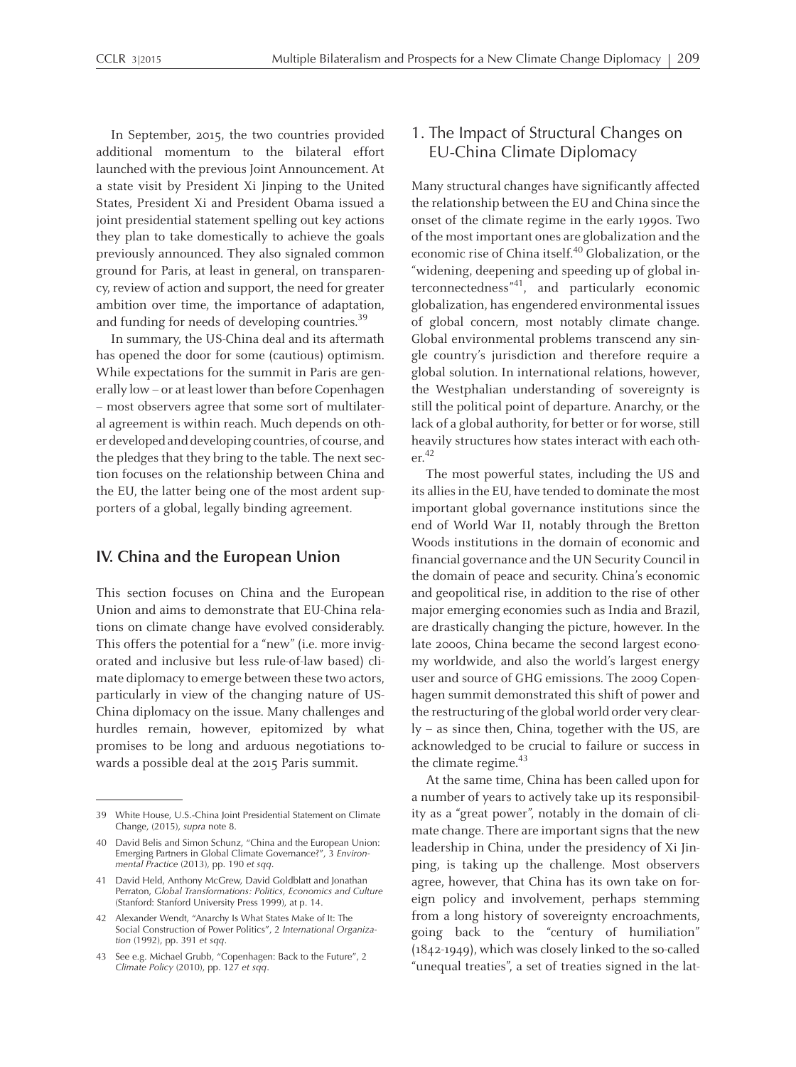In September, 2015, the two countries provided additional momentum to the bilateral effort launched with the previous Joint Announcement. At a state visit by President Xi Jinping to the United States, President Xi and President Obama issued a joint presidential statement spelling out key actions they plan to take domestically to achieve the goals previously announced. They also signaled common ground for Paris, at least in general, on transparency, review of action and support, the need for greater ambition over time, the importance of adaptation, and funding for needs of developing countries.[39]

In summary, the US-China deal and its aftermath has opened the door for some (cautious) optimism. While expectations for the summit in Paris are generally low – or at least lower than before Copenhagen – most observers agree that some sort of multilateral agreement is within reach. Much depends on other developed and developing countries, of course, and the pledges that they bring to the table. The next section focuses on the relationship between China and the EU, the latter being one of the most ardent supporters of a global, legally binding agreement.

## IV. China and the European Union

This section focuses on China and the European Union and aims to demonstrate that EU-China relations on climate change have evolved considerably. This offers the potential for a "new" (i.e. more invigorated and inclusive but less rule-of-law based) climate diplomacy to emerge between these two actors, particularly in view of the changing nature of US-China diplomacy on the issue. Many challenges and hurdles remain, however, epitomized by what promises to be long and arduous negotiations towards a possible deal at the 2015 Paris summit.

### 1. The Impact of Structural Changes on EU-China Climate Diplomacy

Many structural changes have significantly affected the relationship between the EU and China since the onset of the climate regime in the early 1990s. Two of the most important ones are globalization and the economic rise of China itself.[40] Globalization, or the "widening, deepening and speeding up of global interconnectedness"[41], and particularly economic globalization, has engendered environmental issues of global concern, most notably climate change. Global environmental problems transcend any single country's jurisdiction and therefore require a global solution. In international relations, however, the Westphalian understanding of sovereignty is still the political point of departure. Anarchy, or the lack of a global authority, for better or for worse, still heavily structures how states interact with each other.[42]

The most powerful states, including the US and its allies in the EU, have tended to dominate the most important global governance institutions since the end of World War II, notably through the Bretton Woods institutions in the domain of economic and financial governance and the UN Security Council in the domain of peace and security. China's economic and geopolitical rise, in addition to the rise of other major emerging economies such as India and Brazil, are drastically changing the picture, however. In the late 2000s, China became the second largest economy worldwide, and also the world's largest energy user and source of GHG emissions. The 2009 Copenhagen summit demonstrated this shift of power and the restructuring of the global world order very clearly – as since then, China, together with the US, are acknowledged to be crucial to failure or success in the climate regime.[43]

At the same time, China has been called upon for a number of years to actively take up its responsibility as a "great power", notably in the domain of climate change. There are important signs that the new leadership in China, under the presidency of Xi Jinping, is taking up the challenge. Most observers agree, however, that China has its own take on foreign policy and involvement, perhaps stemming from a long history of sovereignty encroachments, going back to the "century of humiliation" (1842-1949), which was closely linked to the so-called "unequal treaties", a set of treaties signed in the lat-

---

39 White House, U.S.-China Joint Presidential Statement on Climate Change, (2015), *supra* note 8.

40 David Belis and Simon Schunz, "China and the European Union: Emerging Partners in Global Climate Governance?", 3 *Environmental Practice* (2013), pp. 190 *et sqq*.

41 David Held, Anthony McGrew, David Goldblatt and Jonathan Perraton, *Global Transformations: Politics, Economics and Culture* (Stanford: Stanford University Press 1999), at p. 14.

42 Alexander Wendt, "Anarchy Is What States Make of It: The Social Construction of Power Politics", 2 *International Organization* (1992), pp. 391 *et sqq*.

43 See e.g. Michael Grubb, "Copenhagen: Back to the Future", 2 *Climate Policy* (2010), pp. 127 *et sqq*.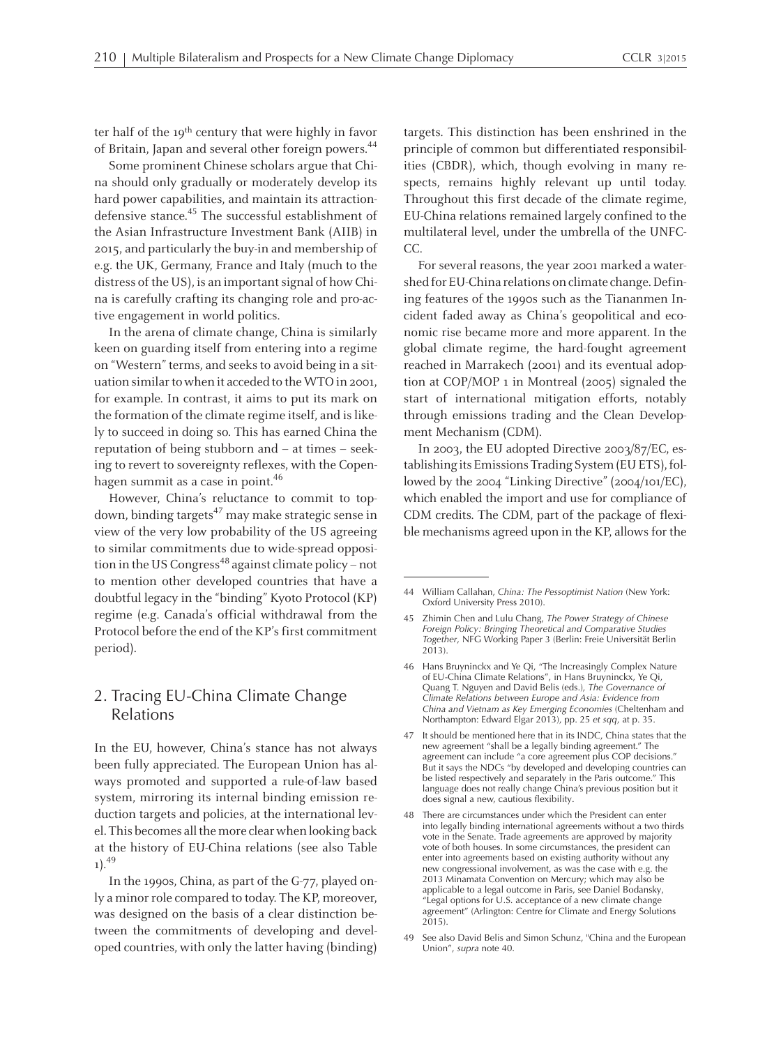ter half of the 19th century that were highly in favor of Britain, Japan and several other foreign powers.[44]

Some prominent Chinese scholars argue that China should only gradually or moderately develop its hard power capabilities, and maintain its attraction-defensive stance.[45] The successful establishment of the Asian Infrastructure Investment Bank (AIIB) in 2015, and particularly the buy-in and membership of e.g. the UK, Germany, France and Italy (much to the distress of the US), is an important signal of how China is carefully crafting its changing role and pro-active engagement in world politics.

In the arena of climate change, China is similarly keen on guarding itself from entering into a regime on "Western" terms, and seeks to avoid being in a situation similar to when it acceded to the WTO in 2001, for example. In contrast, it aims to put its mark on the formation of the climate regime itself, and is likely to succeed in doing so. This has earned China the reputation of being stubborn and – at times – seeking to revert to sovereignty reflexes, with the Copenhagen summit as a case in point.[46]

However, China's reluctance to commit to top-down, binding targets[47] may make strategic sense in view of the very low probability of the US agreeing to similar commitments due to wide-spread opposition in the US Congress[48] against climate policy – not to mention other developed countries that have a doubtful legacy in the "binding" Kyoto Protocol (KP) regime (e.g. Canada's official withdrawal from the Protocol before the end of the KP's first commitment period).

## 2. Tracing EU-China Climate Change Relations

In the EU, however, China's stance has not always been fully appreciated. The European Union has always promoted and supported a rule-of-law based system, mirroring its internal binding emission reduction targets and policies, at the international level. This becomes all the more clear when looking back at the history of EU-China relations (see also Table 1).[49]

In the 1990s, China, as part of the G-77, played only a minor role compared to today. The KP, moreover, was designed on the basis of a clear distinction between the commitments of developing and developed countries, with only the latter having (binding) targets. This distinction has been enshrined in the principle of common but differentiated responsibilities (CBDR), which, though evolving in many respects, remains highly relevant up until today. Throughout this first decade of the climate regime, EU-China relations remained largely confined to the multilateral level, under the umbrella of the UNFCCC.

For several reasons, the year 2001 marked a watershed for EU-China relations on climate change. Defining features of the 1990s such as the Tiananmen Incident faded away as China's geopolitical and economic rise became more and more apparent. In the global climate regime, the hard-fought agreement reached in Marrakech (2001) and its eventual adoption at COP/MOP 1 in Montreal (2005) signaled the start of international mitigation efforts, notably through emissions trading and the Clean Development Mechanism (CDM).

In 2003, the EU adopted Directive 2003/87/EC, establishing its Emissions Trading System (EU ETS), followed by the 2004 "Linking Directive" (2004/101/EC), which enabled the import and use for compliance of CDM credits. The CDM, part of the package of flexible mechanisms agreed upon in the KP, allows for the

---

44 William Callahan, *China: The Pessoptimist Nation* (New York: Oxford University Press 2010).

45 Zhimin Chen and Lulu Chang, *The Power Strategy of Chinese Foreign Policy: Bringing Theoretical and Comparative Studies Together*, NFG Working Paper 3 (Berlin: Freie Universität Berlin 2013).

46 Hans Bruyninckx and Ye Qi, "The Increasingly Complex Nature of EU-China Climate Relations", in Hans Bruyninckx, Ye Qi, Quang T. Nguyen and David Belis (eds.), *The Governance of Climate Relations between Europe and Asia: Evidence from China and Vietnam as Key Emerging Economies* (Cheltenham and Northampton: Edward Elgar 2013), pp. 25 *et sqq*, at p. 35.

47 It should be mentioned here that in its INDC, China states that the new agreement "shall be a legally binding agreement." The agreement can include "a core agreement plus COP decisions." But it says the NDCs "by developed and developing countries can be listed respectively and separately in the Paris outcome." This language does not really change China's previous position but it does signal a new, cautious flexibility.

48 There are circumstances under which the President can enter into legally binding international agreements without a two thirds vote in the Senate. Trade agreements are approved by majority vote of both houses. In some circumstances, the president can enter into agreements based on existing authority without any new congressional involvement, as was the case with e.g. the 2013 Minamata Convention on Mercury; which may also be applicable to a legal outcome in Paris, see Daniel Bodansky, "Legal options for U.S. acceptance of a new climate change agreement" (Arlington: Centre for Climate and Energy Solutions 2015).

49 See also David Belis and Simon Schunz, "China and the European Union", *supra* note 40.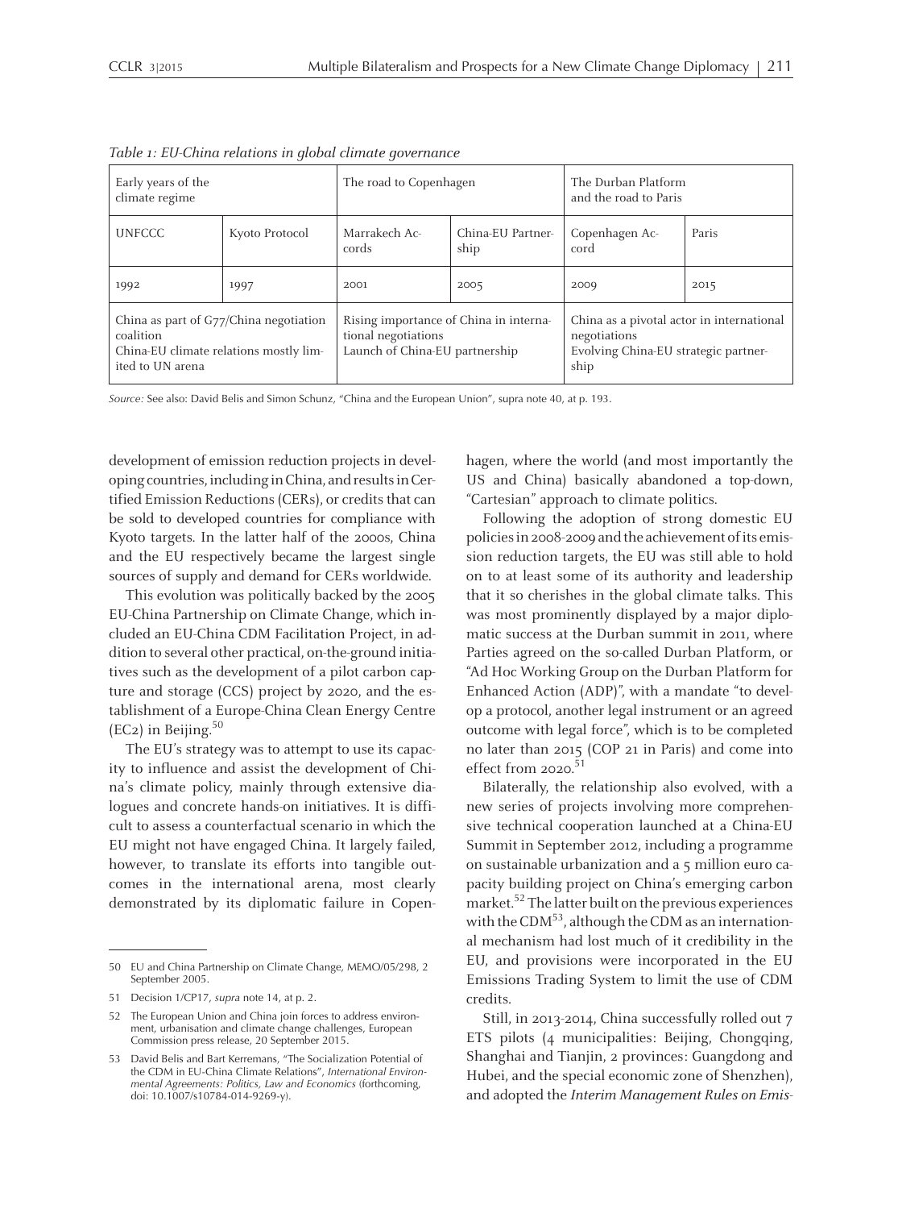*Table 1: EU-China relations in global climate governance*

| Early years of the climate regime | | The road to Copenhagen | | The Durban Platform and the road to Paris | |
|---|---|---|---|---|---|
| UNFCCC | Kyoto Protocol | Marrakech Accords | China-EU Partnership | Copenhagen Accord | Paris |
| 1992 | 1997 | 2001 | 2005 | 2009 | 2015 |
| China as part of G77/China negotiation coalition<br>China-EU climate relations mostly limited to UN arena | | Rising importance of China in international negotiations<br>Launch of China-EU partnership | | China as a pivotal actor in international negotiations<br>Evolving China-EU strategic partnership | |

*Source:* See also: David Belis and Simon Schunz, "China and the European Union", supra note 40, at p. 193.

development of emission reduction projects in developing countries, including in China, and results in Certified Emission Reductions (CERs), or credits that can be sold to developed countries for compliance with Kyoto targets. In the latter half of the 2000s, China and the EU respectively became the largest single sources of supply and demand for CERs worldwide.

This evolution was politically backed by the 2005 EU-China Partnership on Climate Change, which included an EU-China CDM Facilitation Project, in addition to several other practical, on-the-ground initiatives such as the development of a pilot carbon capture and storage (CCS) project by 2020, and the establishment of a Europe-China Clean Energy Centre (EC2) in Beijing.[50]

The EU's strategy was to attempt to use its capacity to influence and assist the development of China's climate policy, mainly through extensive dialogues and concrete hands-on initiatives. It is difficult to assess a counterfactual scenario in which the EU might not have engaged China. It largely failed, however, to translate its efforts into tangible outcomes in the international arena, most clearly demonstrated by its diplomatic failure in Copenhagen, where the world (and most importantly the US and China) basically abandoned a top-down, "Cartesian" approach to climate politics.

Following the adoption of strong domestic EU policies in 2008-2009 and the achievement of its emission reduction targets, the EU was still able to hold on to at least some of its authority and leadership that it so cherishes in the global climate talks. This was most prominently displayed by a major diplomatic success at the Durban summit in 2011, where Parties agreed on the so-called Durban Platform, or "Ad Hoc Working Group on the Durban Platform for Enhanced Action (ADP)", with a mandate "to develop a protocol, another legal instrument or an agreed outcome with legal force", which is to be completed no later than 2015 (COP 21 in Paris) and come into effect from 2020.[51]

Bilaterally, the relationship also evolved, with a new series of projects involving more comprehensive technical cooperation launched at a China-EU Summit in September 2012, including a programme on sustainable urbanization and a 5 million euro capacity building project on China's emerging carbon market.[52] The latter built on the previous experiences with the CDM[53], although the CDM as an international mechanism had lost much of it credibility in the EU, and provisions were incorporated in the EU Emissions Trading System to limit the use of CDM credits.

Still, in 2013-2014, China successfully rolled out 7 ETS pilots (4 municipalities: Beijing, Chongqing, Shanghai and Tianjin, 2 provinces: Guangdong and Hubei, and the special economic zone of Shenzhen), and adopted the *Interim Management Rules on Emis-*

---

50 EU and China Partnership on Climate Change, MEMO/05/298, 2 September 2005.

51 Decision 1/CP17, *supra* note 14, at p. 2.

52 The European Union and China join forces to address environment, urbanisation and climate change challenges, European Commission press release, 20 September 2015.

53 David Belis and Bart Kerremans, "The Socialization Potential of the CDM in EU-China Climate Relations", *International Environmental Agreements: Politics, Law and Economics* (forthcoming, doi: 10.1007/s10784-014-9269-y).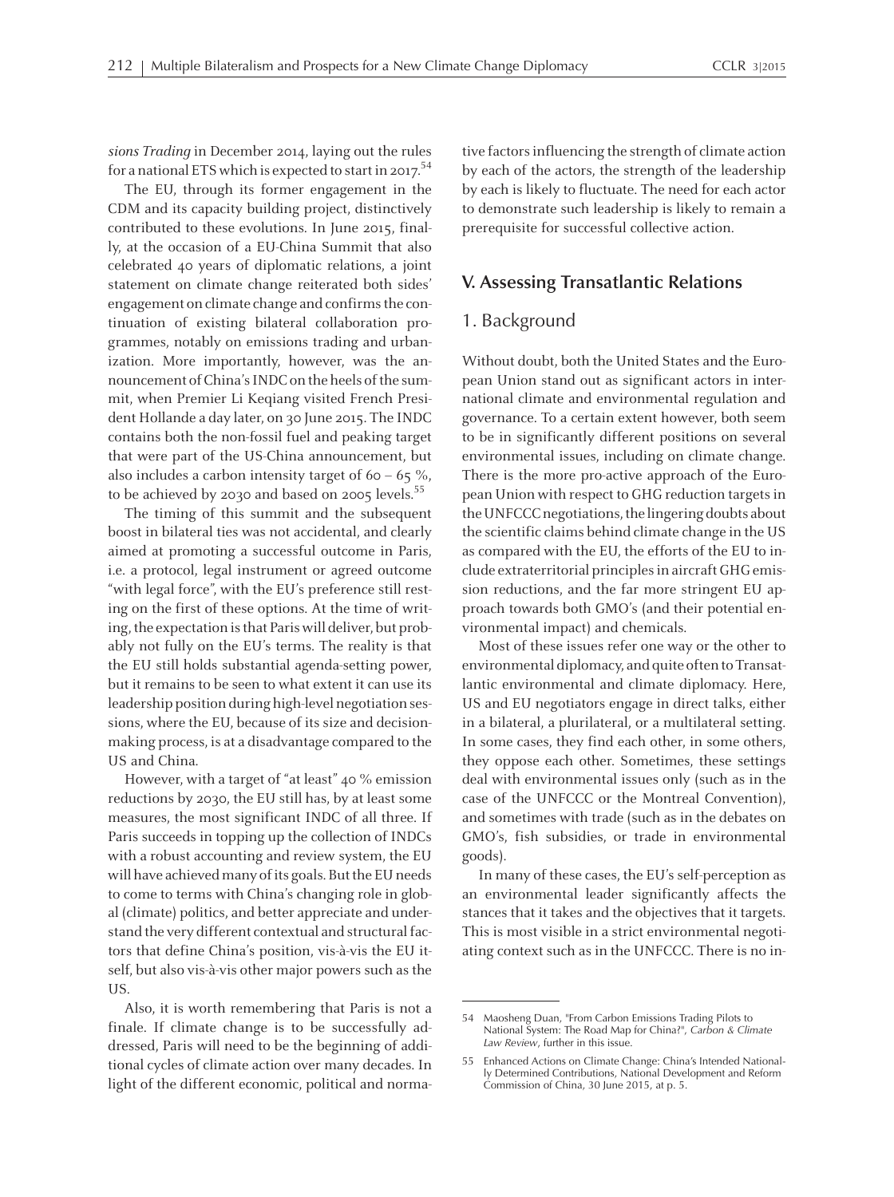*sions Trading* in December 2014, laying out the rules for a national ETS which is expected to start in 2017.[54]

The EU, through its former engagement in the CDM and its capacity building project, distinctively contributed to these evolutions. In June 2015, finally, at the occasion of a EU-China Summit that also celebrated 40 years of diplomatic relations, a joint statement on climate change reiterated both sides' engagement on climate change and confirms the continuation of existing bilateral collaboration programmes, notably on emissions trading and urbanization. More importantly, however, was the announcement of China's INDC on the heels of the summit, when Premier Li Keqiang visited French President Hollande a day later, on 30 June 2015. The INDC contains both the non-fossil fuel and peaking target that were part of the US-China announcement, but also includes a carbon intensity target of 60 – 65 %, to be achieved by 2030 and based on 2005 levels.[55]

The timing of this summit and the subsequent boost in bilateral ties was not accidental, and clearly aimed at promoting a successful outcome in Paris, i.e. a protocol, legal instrument or agreed outcome "with legal force", with the EU's preference still resting on the first of these options. At the time of writing, the expectation is that Paris will deliver, but probably not fully on the EU's terms. The reality is that the EU still holds substantial agenda-setting power, but it remains to be seen to what extent it can use its leadership position during high-level negotiation sessions, where the EU, because of its size and decision-making process, is at a disadvantage compared to the US and China.

However, with a target of "at least" 40 % emission reductions by 2030, the EU still has, by at least some measures, the most significant INDC of all three. If Paris succeeds in topping up the collection of INDCs with a robust accounting and review system, the EU will have achieved many of its goals. But the EU needs to come to terms with China's changing role in global (climate) politics, and better appreciate and understand the very different contextual and structural factors that define China's position, vis-à-vis the EU itself, but also vis-à-vis other major powers such as the US.

Also, it is worth remembering that Paris is not a finale. If climate change is to be successfully addressed, Paris will need to be the beginning of additional cycles of climate action over many decades. In light of the different economic, political and normative factors influencing the strength of climate action by each of the actors, the strength of the leadership by each is likely to fluctuate. The need for each actor to demonstrate such leadership is likely to remain a prerequisite for successful collective action.

## V. Assessing Transatlantic Relations

### 1. Background

Without doubt, both the United States and the European Union stand out as significant actors in international climate and environmental regulation and governance. To a certain extent however, both seem to be in significantly different positions on several environmental issues, including on climate change. There is the more pro-active approach of the European Union with respect to GHG reduction targets in the UNFCCC negotiations, the lingering doubts about the scientific claims behind climate change in the US as compared with the EU, the efforts of the EU to include extraterritorial principles in aircraft GHG emission reductions, and the far more stringent EU approach towards both GMO's (and their potential environmental impact) and chemicals.

Most of these issues refer one way or the other to environmental diplomacy, and quite often to Transatlantic environmental and climate diplomacy. Here, US and EU negotiators engage in direct talks, either in a bilateral, a plurilateral, or a multilateral setting. In some cases, they find each other, in some others, they oppose each other. Sometimes, these settings deal with environmental issues only (such as in the case of the UNFCCC or the Montreal Convention), and sometimes with trade (such as in the debates on GMO's, fish subsidies, or trade in environmental goods).

In many of these cases, the EU's self-perception as an environmental leader significantly affects the stances that it takes and the objectives that it targets. This is most visible in a strict environmental negotiating context such as in the UNFCCC. There is no in-

---

54 Maosheng Duan, "From Carbon Emissions Trading Pilots to National System: The Road Map for China?", *Carbon & Climate Law Review*, further in this issue.

55 Enhanced Actions on Climate Change: China's Intended Nationally Determined Contributions, National Development and Reform Commission of China, 30 June 2015, at p. 5.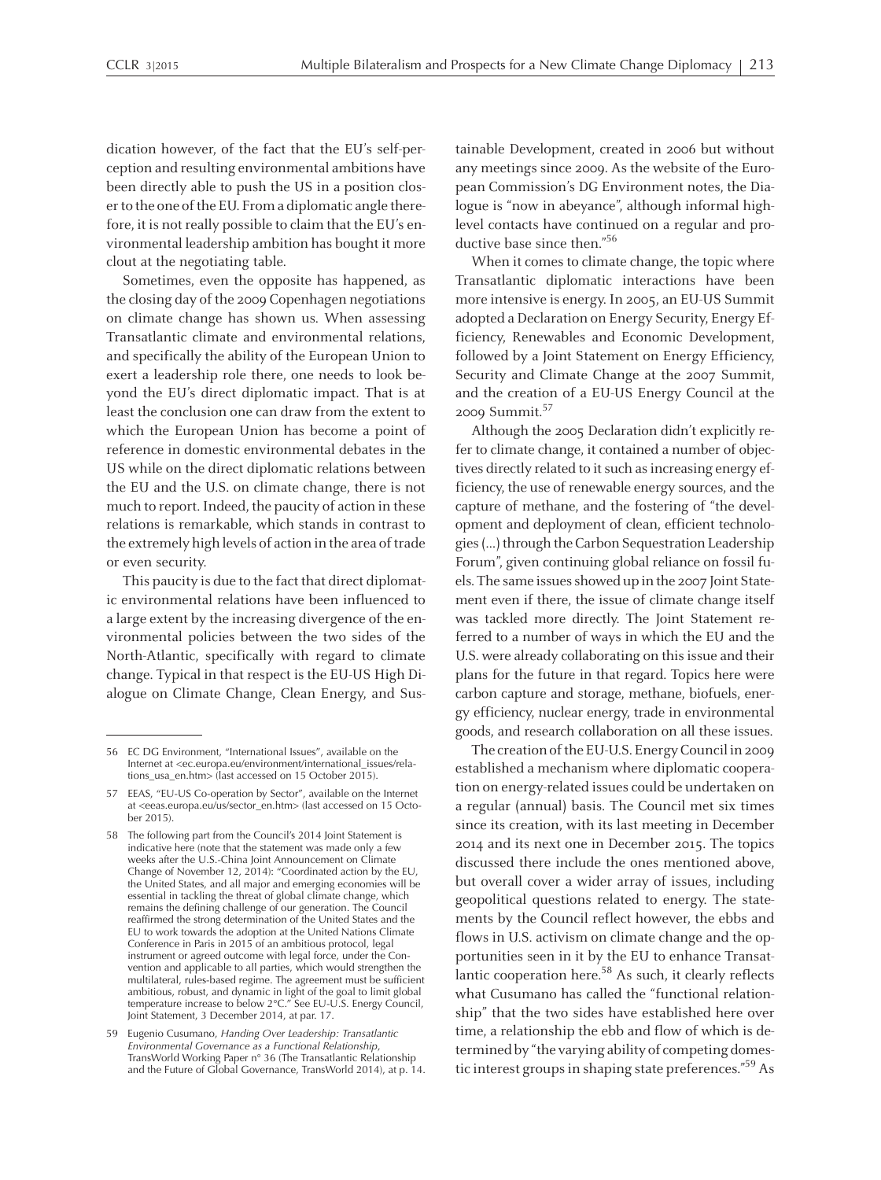dication however, of the fact that the EU's self-perception and resulting environmental ambitions have been directly able to push the US in a position closer to the one of the EU. From a diplomatic angle therefore, it is not really possible to claim that the EU's environmental leadership ambition has bought it more clout at the negotiating table.

Sometimes, even the opposite has happened, as the closing day of the 2009 Copenhagen negotiations on climate change has shown us. When assessing Transatlantic climate and environmental relations, and specifically the ability of the European Union to exert a leadership role there, one needs to look beyond the EU's direct diplomatic impact. That is at least the conclusion one can draw from the extent to which the European Union has become a point of reference in domestic environmental debates in the US while on the direct diplomatic relations between the EU and the U.S. on climate change, there is not much to report. Indeed, the paucity of action in these relations is remarkable, which stands in contrast to the extremely high levels of action in the area of trade or even security.

This paucity is due to the fact that direct diplomatic environmental relations have been influenced to a large extent by the increasing divergence of the environmental policies between the two sides of the North-Atlantic, specifically with regard to climate change. Typical in that respect is the EU-US High Dialogue on Climate Change, Clean Energy, and Sustainable Development, created in 2006 but without any meetings since 2009. As the website of the European Commission's DG Environment notes, the Dialogue is "now in abeyance", although informal high-level contacts have continued on a regular and productive base since then."[56]

When it comes to climate change, the topic where Transatlantic diplomatic interactions have been more intensive is energy. In 2005, an EU-US Summit adopted a Declaration on Energy Security, Energy Efficiency, Renewables and Economic Development, followed by a Joint Statement on Energy Efficiency, Security and Climate Change at the 2007 Summit, and the creation of a EU-US Energy Council at the 2009 Summit.[57]

Although the 2005 Declaration didn't explicitly refer to climate change, it contained a number of objectives directly related to it such as increasing energy efficiency, the use of renewable energy sources, and the capture of methane, and the fostering of "the development and deployment of clean, efficient technologies (...) through the Carbon Sequestration Leadership Forum", given continuing global reliance on fossil fuels. The same issues showed up in the 2007 Joint Statement even if there, the issue of climate change itself was tackled more directly. The Joint Statement referred to a number of ways in which the EU and the U.S. were already collaborating on this issue and their plans for the future in that regard. Topics here were carbon capture and storage, methane, biofuels, energy efficiency, nuclear energy, trade in environmental goods, and research collaboration on all these issues.

The creation of the EU-U.S. Energy Council in 2009 established a mechanism where diplomatic cooperation on energy-related issues could be undertaken on a regular (annual) basis. The Council met six times since its creation, with its last meeting in December 2014 and its next one in December 2015. The topics discussed there include the ones mentioned above, but overall cover a wider array of issues, including geopolitical questions related to energy. The statements by the Council reflect however, the ebbs and flows in U.S. activism on climate change and the opportunities seen in it by the EU to enhance Transatlantic cooperation here.[58] As such, it clearly reflects what Cusumano has called the "functional relationship" that the two sides have established here over time, a relationship the ebb and flow of which is determined by "the varying ability of competing domestic interest groups in shaping state preferences."[59] As

---

56 EC DG Environment, "International Issues", available on the Internet at <ec.europa.eu/environment/international_issues/relations_usa_en.htm> (last accessed on 15 October 2015).

57 EEAS, "EU-US Co-operation by Sector", available on the Internet at <eeas.europa.eu/us/sector_en.htm> (last accessed on 15 October 2015).

58 The following part from the Council's 2014 Joint Statement is indicative here (note that the statement was made only a few weeks after the U.S.-China Joint Announcement on Climate Change of November 12, 2014): "Coordinated action by the EU, the United States, and all major and emerging economies will be essential in tackling the threat of global climate change, which remains the defining challenge of our generation. The Council reaffirmed the strong determination of the United States and the EU to work towards the adoption at the United Nations Climate Conference in Paris in 2015 of an ambitious protocol, legal instrument or agreed outcome with legal force, under the Convention and applicable to all parties, which would strengthen the multilateral, rules-based regime. The agreement must be sufficient ambitious, robust, and dynamic in light of the goal to limit global temperature increase to below 2°C." See EU-U.S. Energy Council, Joint Statement, 3 December 2014, at par. 17.

59 Eugenio Cusumano, *Handing Over Leadership: Transatlantic Environmental Governance as a Functional Relationship*, TransWorld Working Paper n° 36 (The Transatlantic Relationship and the Future of Global Governance, TransWorld 2014), at p. 14.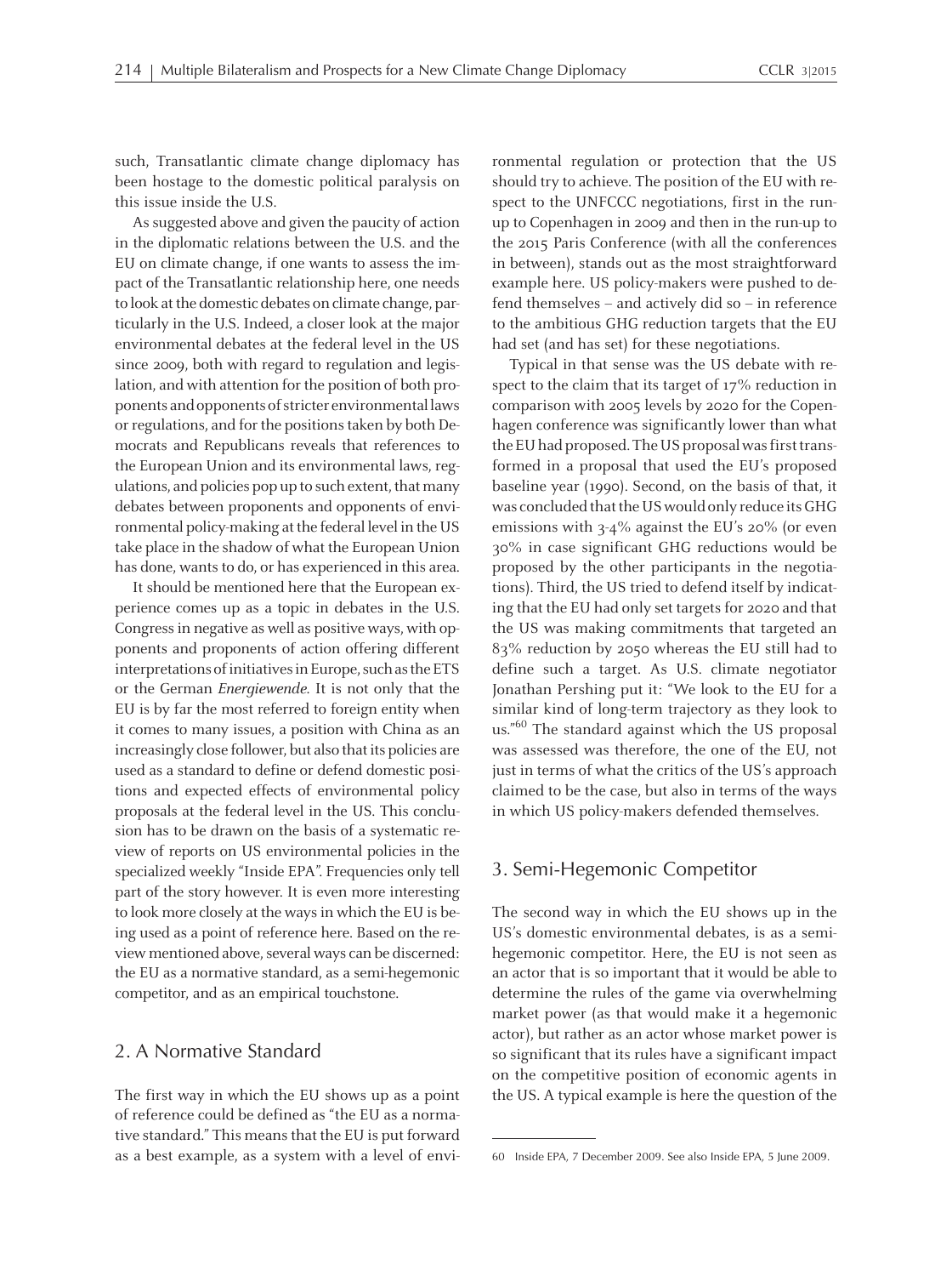such, Transatlantic climate change diplomacy has been hostage to the domestic political paralysis on this issue inside the U.S.

As suggested above and given the paucity of action in the diplomatic relations between the U.S. and the EU on climate change, if one wants to assess the impact of the Transatlantic relationship here, one needs to look at the domestic debates on climate change, particularly in the U.S. Indeed, a closer look at the major environmental debates at the federal level in the US since 2009, both with regard to regulation and legislation, and with attention for the position of both proponents and opponents of stricter environmental laws or regulations, and for the positions taken by both Democrats and Republicans reveals that references to the European Union and its environmental laws, regulations, and policies pop up to such extent, that many debates between proponents and opponents of environmental policy-making at the federal level in the US take place in the shadow of what the European Union has done, wants to do, or has experienced in this area.

It should be mentioned here that the European experience comes up as a topic in debates in the U.S. Congress in negative as well as positive ways, with opponents and proponents of action offering different interpretations of initiatives in Europe, such as the ETS or the German *Energiewende*. It is not only that the EU is by far the most referred to foreign entity when it comes to many issues, a position with China as an increasingly close follower, but also that its policies are used as a standard to define or defend domestic positions and expected effects of environmental policy proposals at the federal level in the US. This conclusion has to be drawn on the basis of a systematic review of reports on US environmental policies in the specialized weekly "Inside EPA". Frequencies only tell part of the story however. It is even more interesting to look more closely at the ways in which the EU is being used as a point of reference here. Based on the review mentioned above, several ways can be discerned: the EU as a normative standard, as a semi-hegemonic competitor, and as an empirical touchstone.

## 2. A Normative Standard

The first way in which the EU shows up as a point of reference could be defined as "the EU as a normative standard." This means that the EU is put forward as a best example, as a system with a level of environmental regulation or protection that the US should try to achieve. The position of the EU with respect to the UNFCCC negotiations, first in the run-up to Copenhagen in 2009 and then in the run-up to the 2015 Paris Conference (with all the conferences in between), stands out as the most straightforward example here. US policy-makers were pushed to defend themselves – and actively did so – in reference to the ambitious GHG reduction targets that the EU had set (and has set) for these negotiations.

Typical in that sense was the US debate with respect to the claim that its target of 17% reduction in comparison with 2005 levels by 2020 for the Copenhagen conference was significantly lower than what the EU had proposed. The US proposal was first transformed in a proposal that used the EU's proposed baseline year (1990). Second, on the basis of that, it was concluded that the US would only reduce its GHG emissions with 3-4% against the EU's 20% (or even 30% in case significant GHG reductions would be proposed by the other participants in the negotiations). Third, the US tried to defend itself by indicating that the EU had only set targets for 2020 and that the US was making commitments that targeted an 83% reduction by 2050 whereas the EU still had to define such a target. As U.S. climate negotiator Jonathan Pershing put it: "We look to the EU for a similar kind of long-term trajectory as they look to us."[60] The standard against which the US proposal was assessed was therefore, the one of the EU, not just in terms of what the critics of the US's approach claimed to be the case, but also in terms of the ways in which US policy-makers defended themselves.

## 3. Semi-Hegemonic Competitor

The second way in which the EU shows up in the US's domestic environmental debates, is as a semi-hegemonic competitor. Here, the EU is not seen as an actor that is so important that it would be able to determine the rules of the game via overwhelming market power (as that would make it a hegemonic actor), but rather as an actor whose market power is so significant that its rules have a significant impact on the competitive position of economic agents in the US. A typical example is here the question of the

---

60 Inside EPA, 7 December 2009. See also Inside EPA, 5 June 2009.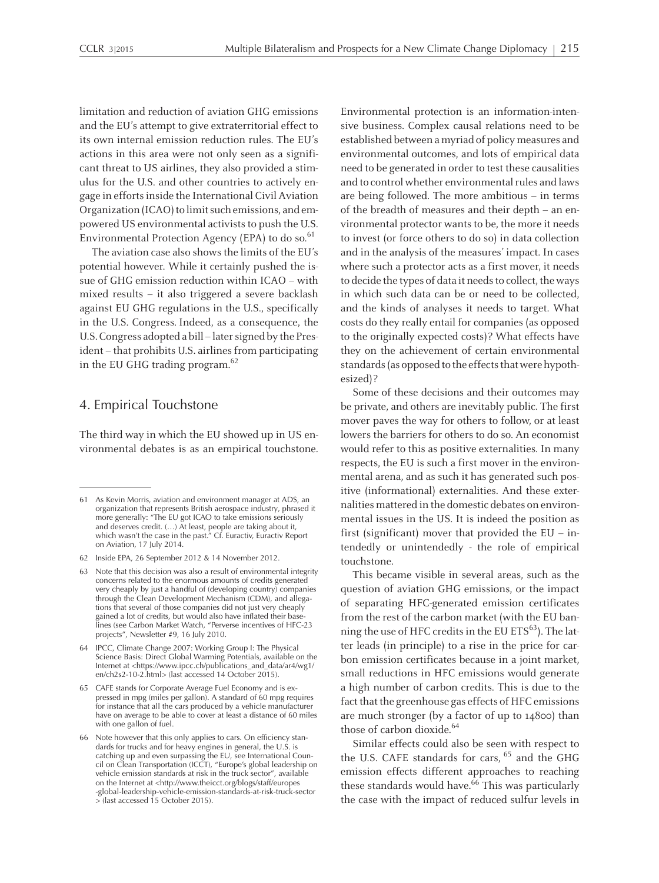limitation and reduction of aviation GHG emissions and the EU's attempt to give extraterritorial effect to its own internal emission reduction rules. The EU's actions in this area were not only seen as a significant threat to US airlines, they also provided a stimulus for the U.S. and other countries to actively engage in efforts inside the International Civil Aviation Organization (ICAO) to limit such emissions, and empowered US environmental activists to push the U.S. Environmental Protection Agency (EPA) to do so.[61]

The aviation case also shows the limits of the EU's potential however. While it certainly pushed the issue of GHG emission reduction within ICAO – with mixed results – it also triggered a severe backlash against EU GHG regulations in the U.S., specifically in the U.S. Congress. Indeed, as a consequence, the U.S. Congress adopted a bill – later signed by the President – that prohibits U.S. airlines from participating in the EU GHG trading program.[62]

## 4. Empirical Touchstone

The third way in which the EU showed up in US environmental debates is as an empirical touchstone. Environmental protection is an information-intensive business. Complex causal relations need to be established between a myriad of policy measures and environmental outcomes, and lots of empirical data need to be generated in order to test these causalities and to control whether environmental rules and laws are being followed. The more ambitious – in terms of the breadth of measures and their depth – an environmental protector wants to be, the more it needs to invest (or force others to do so) in data collection and in the analysis of the measures' impact. In cases where such a protector acts as a first mover, it needs to decide the types of data it needs to collect, the ways in which such data can be or need to be collected, and the kinds of analyses it needs to target. What costs do they really entail for companies (as opposed to the originally expected costs)? What effects have they on the achievement of certain environmental standards (as opposed to the effects that were hypothesized)?

Some of these decisions and their outcomes may be private, and others are inevitably public. The first mover paves the way for others to follow, or at least lowers the barriers for others to do so. An economist would refer to this as positive externalities. In many respects, the EU is such a first mover in the environmental arena, and as such it has generated such positive (informational) externalities. And these externalities mattered in the domestic debates on environmental issues in the US. It is indeed the position as first (significant) mover that provided the EU – intendedly or unintendedly - the role of empirical touchstone.

This became visible in several areas, such as the question of aviation GHG emissions, or the impact of separating HFC-generated emission certificates from the rest of the carbon market (with the EU banning the use of HFC credits in the EU ETS[63]). The latter leads (in principle) to a rise in the price for carbon emission certificates because in a joint market, small reductions in HFC emissions would generate a high number of carbon credits. This is due to the fact that the greenhouse gas effects of HFC emissions are much stronger (by a factor of up to 14800) than those of carbon dioxide.[64]

Similar effects could also be seen with respect to the U.S. CAFE standards for cars,[65] and the GHG emission effects different approaches to reaching these standards would have.[66] This was particularly the case with the impact of reduced sulfur levels in

---

61 As Kevin Morris, aviation and environment manager at ADS, an organization that represents British aerospace industry, phrased it more generally: "The EU got ICAO to take emissions seriously and deserves credit. (…) At least, people are taking about it, which wasn't the case in the past." Cf. Euractiv, Euractiv Report on Aviation, 17 July 2014.

62 Inside EPA, 26 September 2012 & 14 November 2012.

63 Note that this decision was also a result of environmental integrity concerns related to the enormous amounts of credits generated very cheaply by just a handful of (developing country) companies through the Clean Development Mechanism (CDM), and allegations that several of those companies did not just very cheaply gained a lot of credits, but would also have inflated their baselines (see Carbon Market Watch, "Perverse incentives of HFC-23 projects", Newsletter #9, 16 July 2010.

64 IPCC, Climate Change 2007: Working Group I: The Physical Science Basis: Direct Global Warming Potentials, available on the Internet at <https://www.ipcc.ch/publications_and_data/ar4/wg1/en/ch2s2-10-2.html> (last accessed 14 October 2015).

65 CAFE stands for Corporate Average Fuel Economy and is expressed in mpg (miles per gallon). A standard of 60 mpg requires for instance that all the cars produced by a vehicle manufacturer have on average to be able to cover at least a distance of 60 miles with one gallon of fuel.

66 Note however that this only applies to cars. On efficiency standards for trucks and for heavy engines in general, the U.S. is catching up and even surpassing the EU, see International Council on Clean Transportation (ICCT), "Europe's global leadership on vehicle emission standards at risk in the truck sector", available on the Internet at <http://www.theicct.org/blogs/staff/europes-global-leadership-vehicle-emission-standards-at-risk-truck-sector> (last accessed 15 October 2015).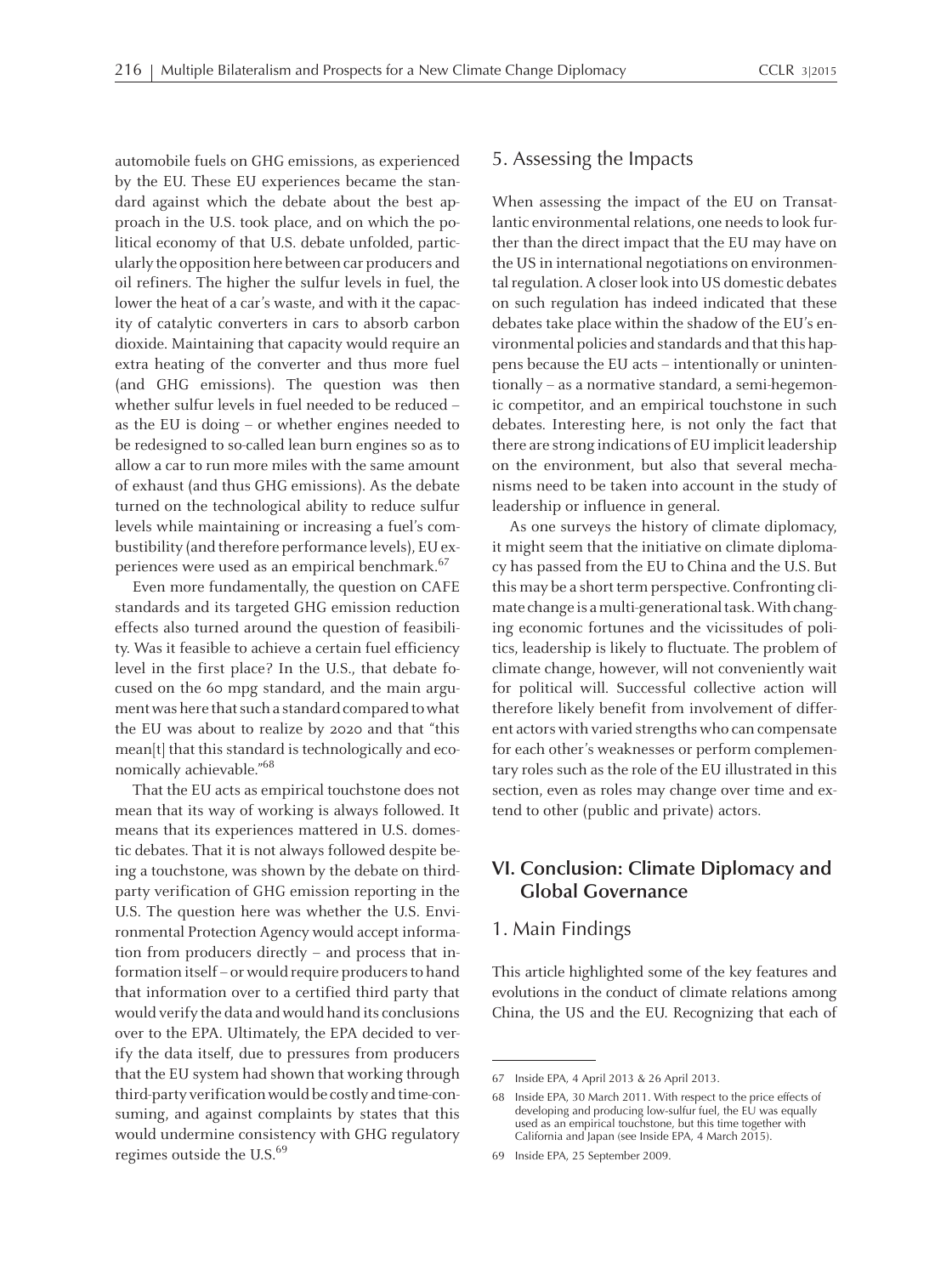automobile fuels on GHG emissions, as experienced by the EU. These EU experiences became the standard against which the debate about the best approach in the U.S. took place, and on which the political economy of that U.S. debate unfolded, particularly the opposition here between car producers and oil refiners. The higher the sulfur levels in fuel, the lower the heat of a car's waste, and with it the capacity of catalytic converters in cars to absorb carbon dioxide. Maintaining that capacity would require an extra heating of the converter and thus more fuel (and GHG emissions). The question was then whether sulfur levels in fuel needed to be reduced – as the EU is doing – or whether engines needed to be redesigned to so-called lean burn engines so as to allow a car to run more miles with the same amount of exhaust (and thus GHG emissions). As the debate turned on the technological ability to reduce sulfur levels while maintaining or increasing a fuel's combustibility (and therefore performance levels), EU experiences were used as an empirical benchmark.[67]

Even more fundamentally, the question on CAFE standards and its targeted GHG emission reduction effects also turned around the question of feasibility. Was it feasible to achieve a certain fuel efficiency level in the first place? In the U.S., that debate focused on the 60 mpg standard, and the main argument was here that such a standard compared to what the EU was about to realize by 2020 and that "this mean[t] that this standard is technologically and economically achievable."[68]

That the EU acts as empirical touchstone does not mean that its way of working is always followed. It means that its experiences mattered in U.S. domestic debates. That it is not always followed despite being a touchstone, was shown by the debate on third-party verification of GHG emission reporting in the U.S. The question here was whether the U.S. Environmental Protection Agency would accept information from producers directly – and process that information itself – or would require producers to hand that information over to a certified third party that would verify the data and would hand its conclusions over to the EPA. Ultimately, the EPA decided to verify the data itself, due to pressures from producers that the EU system had shown that working through third-party verification would be costly and time-consuming, and against complaints by states that this would undermine consistency with GHG regulatory regimes outside the U.S.[69]

### 5. Assessing the Impacts

When assessing the impact of the EU on Transatlantic environmental relations, one needs to look further than the direct impact that the EU may have on the US in international negotiations on environmental regulation. A closer look into US domestic debates on such regulation has indeed indicated that these debates take place within the shadow of the EU's environmental policies and standards and that this happens because the EU acts – intentionally or unintentionally – as a normative standard, a semi-hegemonic competitor, and an empirical touchstone in such debates. Interesting here, is not only the fact that there are strong indications of EU implicit leadership on the environment, but also that several mechanisms need to be taken into account in the study of leadership or influence in general.

As one surveys the history of climate diplomacy, it might seem that the initiative on climate diplomacy has passed from the EU to China and the U.S. But this may be a short term perspective. Confronting climate change is a multi-generational task. With changing economic fortunes and the vicissitudes of politics, leadership is likely to fluctuate. The problem of climate change, however, will not conveniently wait for political will. Successful collective action will therefore likely benefit from involvement of different actors with varied strengths who can compensate for each other's weaknesses or perform complementary roles such as the role of the EU illustrated in this section, even as roles may change over time and extend to other (public and private) actors.

## VI. Conclusion: Climate Diplomacy and Global Governance

### 1. Main Findings

This article highlighted some of the key features and evolutions in the conduct of climate relations among China, the US and the EU. Recognizing that each of

---

67 Inside EPA, 4 April 2013 & 26 April 2013.

68 Inside EPA, 30 March 2011. With respect to the price effects of developing and producing low-sulfur fuel, the EU was equally used as an empirical touchstone, but this time together with California and Japan (see Inside EPA, 4 March 2015).

69 Inside EPA, 25 September 2009.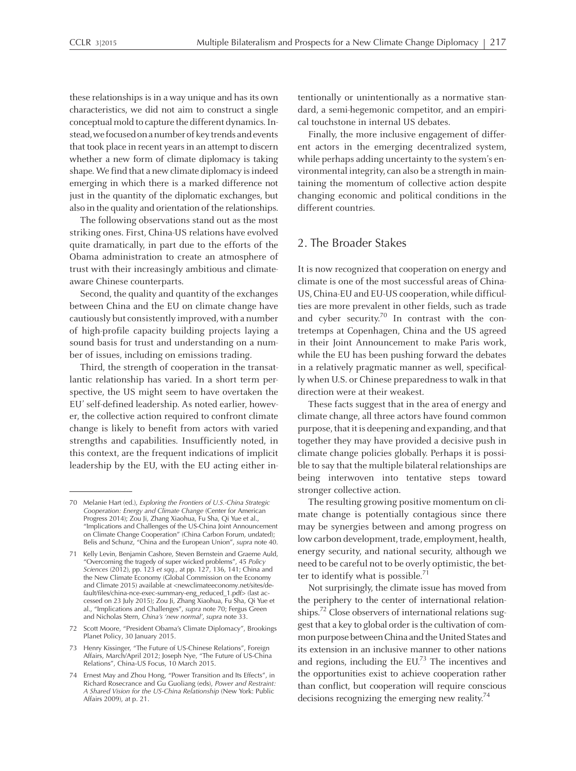these relationships is in a way unique and has its own characteristics, we did not aim to construct a single conceptual mold to capture the different dynamics. Instead, we focused on a number of key trends and events that took place in recent years in an attempt to discern whether a new form of climate diplomacy is taking shape. We find that a new climate diplomacy is indeed emerging in which there is a marked difference not just in the quantity of the diplomatic exchanges, but also in the quality and orientation of the relationships.

The following observations stand out as the most striking ones. First, China-US relations have evolved quite dramatically, in part due to the efforts of the Obama administration to create an atmosphere of trust with their increasingly ambitious and climate-aware Chinese counterparts.

Second, the quality and quantity of the exchanges between China and the EU on climate change have cautiously but consistently improved, with a number of high-profile capacity building projects laying a sound basis for trust and understanding on a number of issues, including on emissions trading.

Third, the strength of cooperation in the transatlantic relationship has varied. In a short term perspective, the US might seem to have overtaken the EU' self-defined leadership. As noted earlier, however, the collective action required to confront climate change is likely to benefit from actors with varied strengths and capabilities. Insufficiently noted, in this context, are the frequent indications of implicit leadership by the EU, with the EU acting either intentionally or unintentionally as a normative standard, a semi-hegemonic competitor, and an empirical touchstone in internal US debates.

Finally, the more inclusive engagement of different actors in the emerging decentralized system, while perhaps adding uncertainty to the system's environmental integrity, can also be a strength in maintaining the momentum of collective action despite changing economic and political conditions in the different countries.

## 2. The Broader Stakes

It is now recognized that cooperation on energy and climate is one of the most successful areas of China-US, China-EU and EU-US cooperation, while difficulties are more prevalent in other fields, such as trade and cyber security.[70] In contrast with the contretemps at Copenhagen, China and the US agreed in their Joint Announcement to make Paris work, while the EU has been pushing forward the debates in a relatively pragmatic manner as well, specifically when U.S. or Chinese preparedness to walk in that direction were at their weakest.

These facts suggest that in the area of energy and climate change, all three actors have found common purpose, that it is deepening and expanding, and that together they may have provided a decisive push in climate change policies globally. Perhaps it is possible to say that the multiple bilateral relationships are being interwoven into tentative steps toward stronger collective action.

The resulting growing positive momentum on climate change is potentially contagious since there may be synergies between and among progress on low carbon development, trade, employment, health, energy security, and national security, although we need to be careful not to be overly optimistic, the better to identify what is possible.[71]

Not surprisingly, the climate issue has moved from the periphery to the center of international relationships.[72] Close observers of international relations suggest that a key to global order is the cultivation of common purpose between China and the United States and its extension in an inclusive manner to other nations and regions, including the EU.[73] The incentives and the opportunities exist to achieve cooperation rather than conflict, but cooperation will require conscious decisions recognizing the emerging new reality.[74]

---

70 Melanie Hart (ed.), *Exploring the Frontiers of U.S.-China Strategic Cooperation: Energy and Climate Change* (Center for American Progress 2014); Zou Ji, Zhang Xiaohua, Fu Sha, Qi Yue et al., "Implications and Challenges of the US-China Joint Announcement on Climate Change Cooperation" (China Carbon Forum, undated); Belis and Schunz, "China and the European Union", *supra* note 40.

71 Kelly Levin, Benjamin Cashore, Steven Bernstein and Graeme Auld, "Overcoming the tragedy of super wicked problems", 45 *Policy Sciences* (2012), pp. 123 *et sqq.,* at pp. 127, 136, 141; China and the New Climate Economy (Global Commission on the Economy and Climate 2015) available at <newclimateeconomy.net/sites/default/files/china-nce-exec-summary-eng_reduced_1.pdf> (last accessed on 23 July 2015); Zou Ji, Zhang Xiaohua, Fu Sha, Qi Yue et al., "Implications and Challenges", *supra* note 70; Fergus Green and Nicholas Stern, *China's 'new normal', supra* note 33.

72 Scott Moore, "President Obama's Climate Diplomacy", Brookings Planet Policy, 30 January 2015.

73 Henry Kissinger, "The Future of US-Chinese Relations", Foreign Affairs, March/April 2012; Joseph Nye, "The Future of US-China Relations", China-US Focus, 10 March 2015.

74 Ernest May and Zhou Hong, "Power Transition and Its Effects", in Richard Rosecrance and Gu Guoliang (eds), *Power and Restraint: A Shared Vision for the US-China Relationship* (New York: Public Affairs 2009), at p. 21.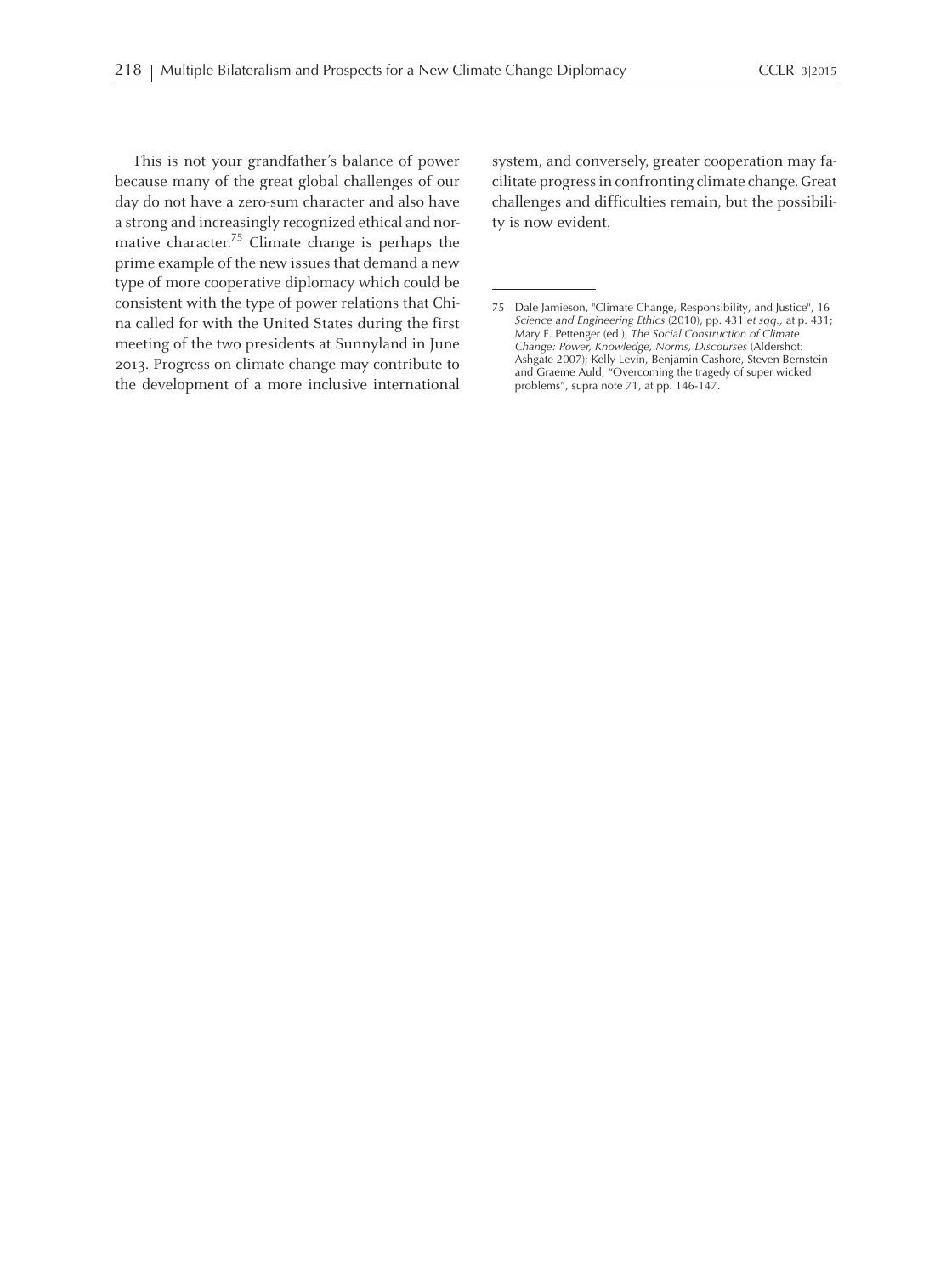This is not your grandfather's balance of power because many of the great global challenges of our day do not have a zero-sum character and also have a strong and increasingly recognized ethical and normative character.[75] Climate change is perhaps the prime example of the new issues that demand a new type of more cooperative diplomacy which could be consistent with the type of power relations that China called for with the United States during the first meeting of the two presidents at Sunnyland in June 2013. Progress on climate change may contribute to the development of a more inclusive international system, and conversely, greater cooperation may facilitate progress in confronting climate change. Great challenges and difficulties remain, but the possibility is now evident.

---

75 Dale Jamieson, "Climate Change, Responsibility, and Justice", 16 *Science and Engineering Ethics* (2010), pp. 431 *et sqq.,* at p. 431; Mary E. Pettenger (ed.), *The Social Construction of Climate Change: Power, Knowledge, Norms, Discourses* (Aldershot: Ashgate 2007); Kelly Levin, Benjamin Cashore, Steven Bernstein and Graeme Auld, "Overcoming the tragedy of super wicked problems", supra note 71, at pp. 146-147.